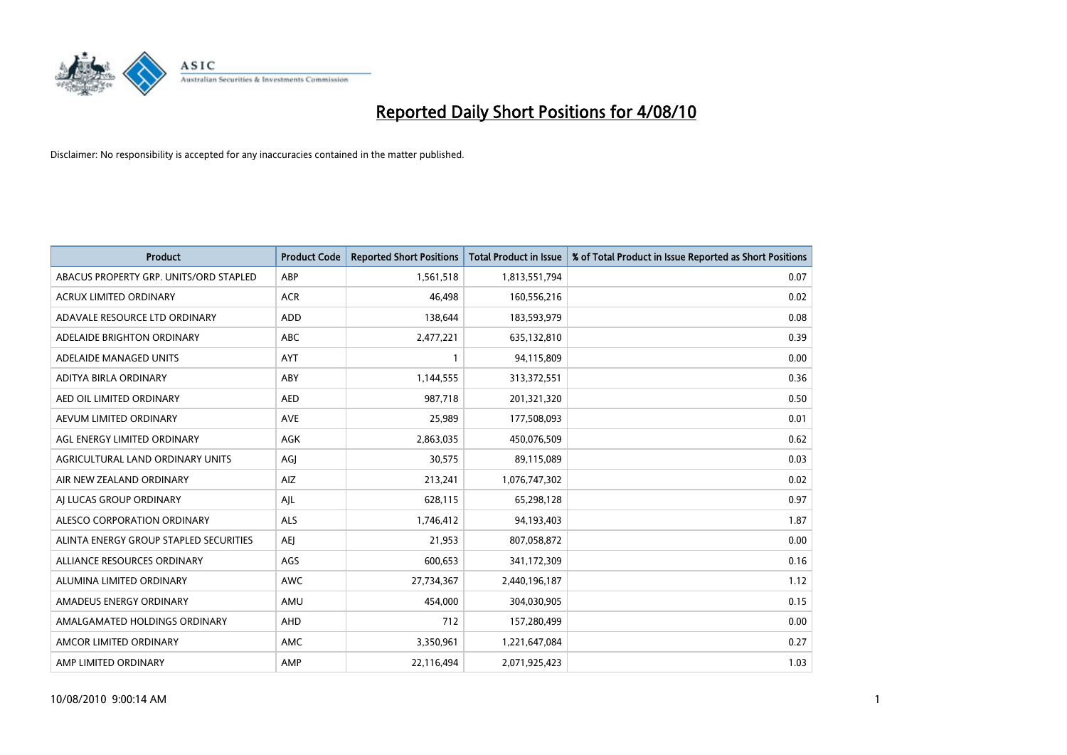# Reported Daily Short Positions for 4/08/10

Disclaimer: No responsibility is accepted for any inaccuracies contained in the matter published.

| Product | Product Code | Reported Short Positions | Total Product in Issue | % of Total Product in Issue Reported as Short Positions |
| --- | --- | --- | --- | --- |
| ABACUS PROPERTY GRP. UNITS/ORD STAPLED | ABP | 1,561,518 | 1,813,551,794 | 0.07 |
| ACRUX LIMITED ORDINARY | ACR | 46,498 | 160,556,216 | 0.02 |
| ADAVALE RESOURCE LTD ORDINARY | ADD | 138,644 | 183,593,979 | 0.08 |
| ADELAIDE BRIGHTON ORDINARY | ABC | 2,477,221 | 635,132,810 | 0.39 |
| ADELAIDE MANAGED UNITS | AYT | 1 | 94,115,809 | 0.00 |
| ADITYA BIRLA ORDINARY | ABY | 1,144,555 | 313,372,551 | 0.36 |
| AED OIL LIMITED ORDINARY | AED | 987,718 | 201,321,320 | 0.50 |
| AEVUM LIMITED ORDINARY | AVE | 25,989 | 177,508,093 | 0.01 |
| AGL ENERGY LIMITED ORDINARY | AGK | 2,863,035 | 450,076,509 | 0.62 |
| AGRICULTURAL LAND ORDINARY UNITS | AGJ | 30,575 | 89,115,089 | 0.03 |
| AIR NEW ZEALAND ORDINARY | AIZ | 213,241 | 1,076,747,302 | 0.02 |
| AJ LUCAS GROUP ORDINARY | AJL | 628,115 | 65,298,128 | 0.97 |
| ALESCO CORPORATION ORDINARY | ALS | 1,746,412 | 94,193,403 | 1.87 |
| ALINTA ENERGY GROUP STAPLED SECURITIES | AEJ | 21,953 | 807,058,872 | 0.00 |
| ALLIANCE RESOURCES ORDINARY | AGS | 600,653 | 341,172,309 | 0.16 |
| ALUMINA LIMITED ORDINARY | AWC | 27,734,367 | 2,440,196,187 | 1.12 |
| AMADEUS ENERGY ORDINARY | AMU | 454,000 | 304,030,905 | 0.15 |
| AMALGAMATED HOLDINGS ORDINARY | AHD | 712 | 157,280,499 | 0.00 |
| AMCOR LIMITED ORDINARY | AMC | 3,350,961 | 1,221,647,084 | 0.27 |
| AMP LIMITED ORDINARY | AMP | 22,116,494 | 2,071,925,423 | 1.03 |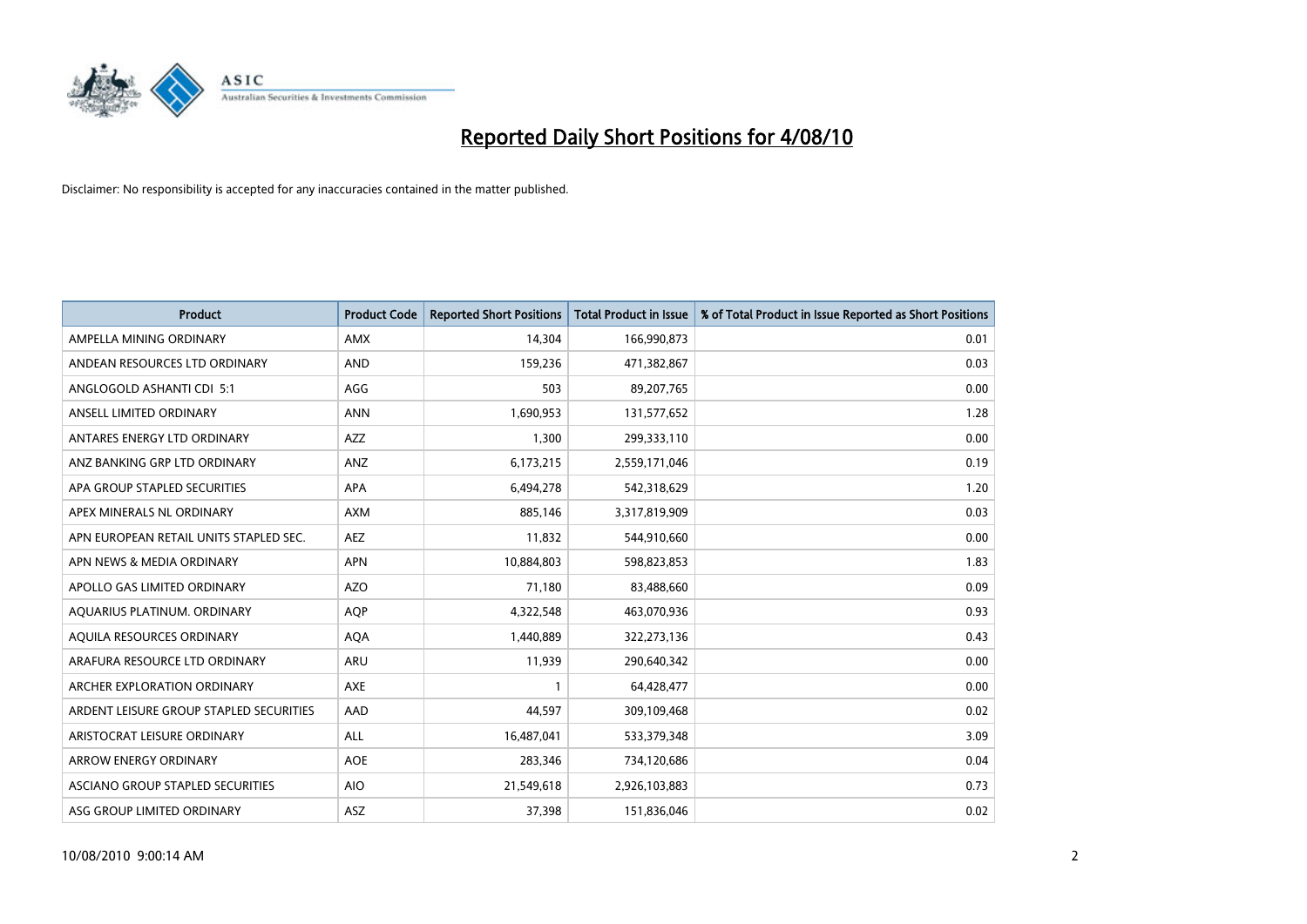# Reported Daily Short Positions for 4/08/10

Disclaimer: No responsibility is accepted for any inaccuracies contained in the matter published.

| Product | Product Code | Reported Short Positions | Total Product in Issue | % of Total Product in Issue Reported as Short Positions |
|---|---|---|---|---|
| AMPELLA MINING ORDINARY | AMX | 14,304 | 166,990,873 | 0.01 |
| ANDEAN RESOURCES LTD ORDINARY | AND | 159,236 | 471,382,867 | 0.03 |
| ANGLOGOLD ASHANTI CDI 5:1 | AGG | 503 | 89,207,765 | 0.00 |
| ANSELL LIMITED ORDINARY | ANN | 1,690,953 | 131,577,652 | 1.28 |
| ANTARES ENERGY LTD ORDINARY | AZZ | 1,300 | 299,333,110 | 0.00 |
| ANZ BANKING GRP LTD ORDINARY | ANZ | 6,173,215 | 2,559,171,046 | 0.19 |
| APA GROUP STAPLED SECURITIES | APA | 6,494,278 | 542,318,629 | 1.20 |
| APEX MINERALS NL ORDINARY | AXM | 885,146 | 3,317,819,909 | 0.03 |
| APN EUROPEAN RETAIL UNITS STAPLED SEC. | AEZ | 11,832 | 544,910,660 | 0.00 |
| APN NEWS & MEDIA ORDINARY | APN | 10,884,803 | 598,823,853 | 1.83 |
| APOLLO GAS LIMITED ORDINARY | AZO | 71,180 | 83,488,660 | 0.09 |
| AQUARIUS PLATINUM. ORDINARY | AQP | 4,322,548 | 463,070,936 | 0.93 |
| AQUILA RESOURCES ORDINARY | AQA | 1,440,889 | 322,273,136 | 0.43 |
| ARAFURA RESOURCE LTD ORDINARY | ARU | 11,939 | 290,640,342 | 0.00 |
| ARCHER EXPLORATION ORDINARY | AXE | 1 | 64,428,477 | 0.00 |
| ARDENT LEISURE GROUP STAPLED SECURITIES | AAD | 44,597 | 309,109,468 | 0.02 |
| ARISTOCRAT LEISURE ORDINARY | ALL | 16,487,041 | 533,379,348 | 3.09 |
| ARROW ENERGY ORDINARY | AOE | 283,346 | 734,120,686 | 0.04 |
| ASCIANO GROUP STAPLED SECURITIES | AIO | 21,549,618 | 2,926,103,883 | 0.73 |
| ASG GROUP LIMITED ORDINARY | ASZ | 37,398 | 151,836,046 | 0.02 |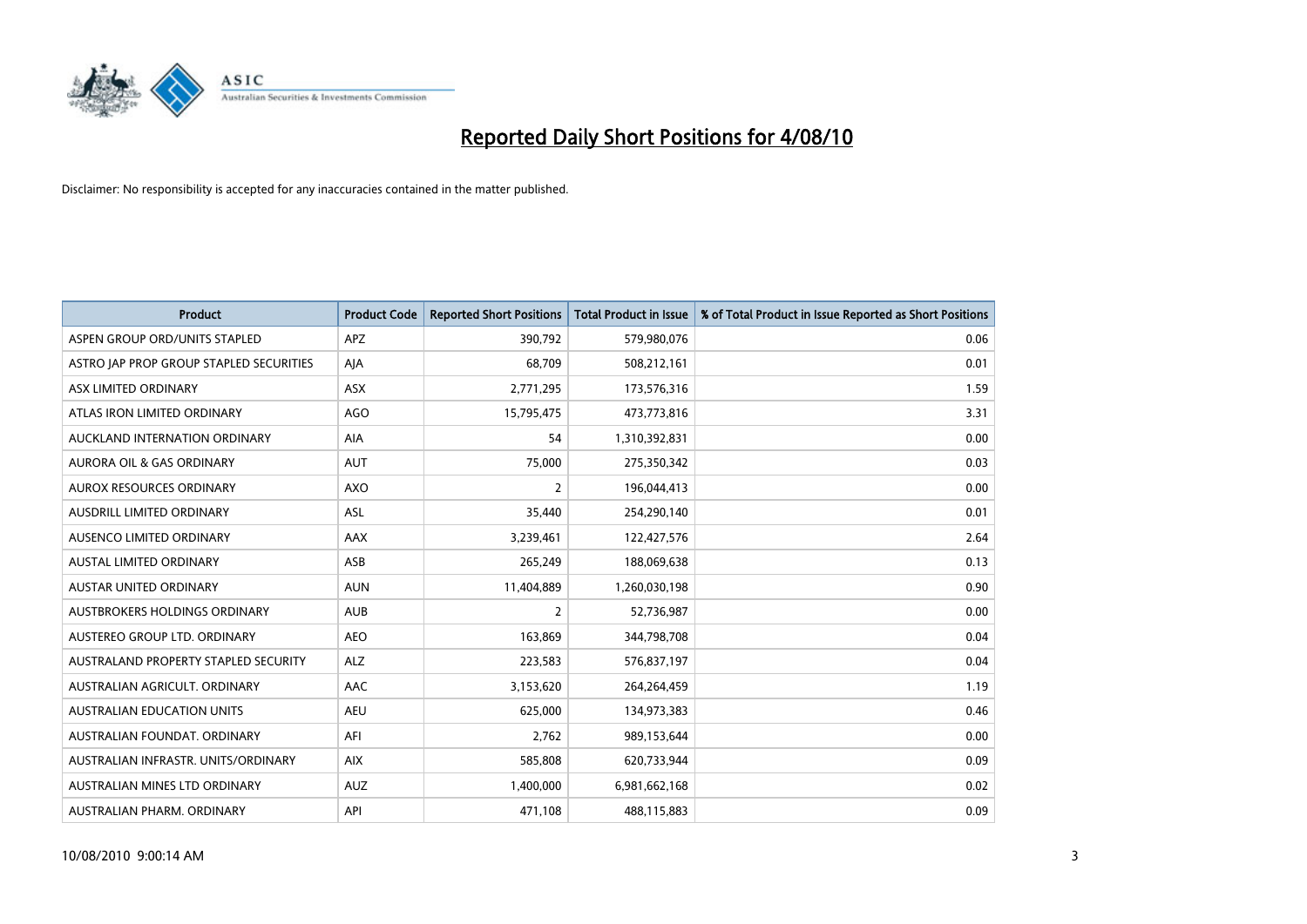# Reported Daily Short Positions for 4/08/10

Disclaimer: No responsibility is accepted for any inaccuracies contained in the matter published.

| Product | Product Code | Reported Short Positions | Total Product in Issue | % of Total Product in Issue Reported as Short Positions |
|---|---|---|---|---|
| ASPEN GROUP ORD/UNITS STAPLED | APZ | 390,792 | 579,980,076 | 0.06 |
| ASTRO JAP PROP GROUP STAPLED SECURITIES | AJA | 68,709 | 508,212,161 | 0.01 |
| ASX LIMITED ORDINARY | ASX | 2,771,295 | 173,576,316 | 1.59 |
| ATLAS IRON LIMITED ORDINARY | AGO | 15,795,475 | 473,773,816 | 3.31 |
| AUCKLAND INTERNATION ORDINARY | AIA | 54 | 1,310,392,831 | 0.00 |
| AURORA OIL & GAS ORDINARY | AUT | 75,000 | 275,350,342 | 0.03 |
| AUROX RESOURCES ORDINARY | AXO | 2 | 196,044,413 | 0.00 |
| AUSDRILL LIMITED ORDINARY | ASL | 35,440 | 254,290,140 | 0.01 |
| AUSENCO LIMITED ORDINARY | AAX | 3,239,461 | 122,427,576 | 2.64 |
| AUSTAL LIMITED ORDINARY | ASB | 265,249 | 188,069,638 | 0.13 |
| AUSTAR UNITED ORDINARY | AUN | 11,404,889 | 1,260,030,198 | 0.90 |
| AUSTBROKERS HOLDINGS ORDINARY | AUB | 2 | 52,736,987 | 0.00 |
| AUSTEREO GROUP LTD. ORDINARY | AEO | 163,869 | 344,798,708 | 0.04 |
| AUSTRALAND PROPERTY STAPLED SECURITY | ALZ | 223,583 | 576,837,197 | 0.04 |
| AUSTRALIAN AGRICULT. ORDINARY | AAC | 3,153,620 | 264,264,459 | 1.19 |
| AUSTRALIAN EDUCATION UNITS | AEU | 625,000 | 134,973,383 | 0.46 |
| AUSTRALIAN FOUNDAT. ORDINARY | AFI | 2,762 | 989,153,644 | 0.00 |
| AUSTRALIAN INFRASTR. UNITS/ORDINARY | AIX | 585,808 | 620,733,944 | 0.09 |
| AUSTRALIAN MINES LTD ORDINARY | AUZ | 1,400,000 | 6,981,662,168 | 0.02 |
| AUSTRALIAN PHARM. ORDINARY | API | 471,108 | 488,115,883 | 0.09 |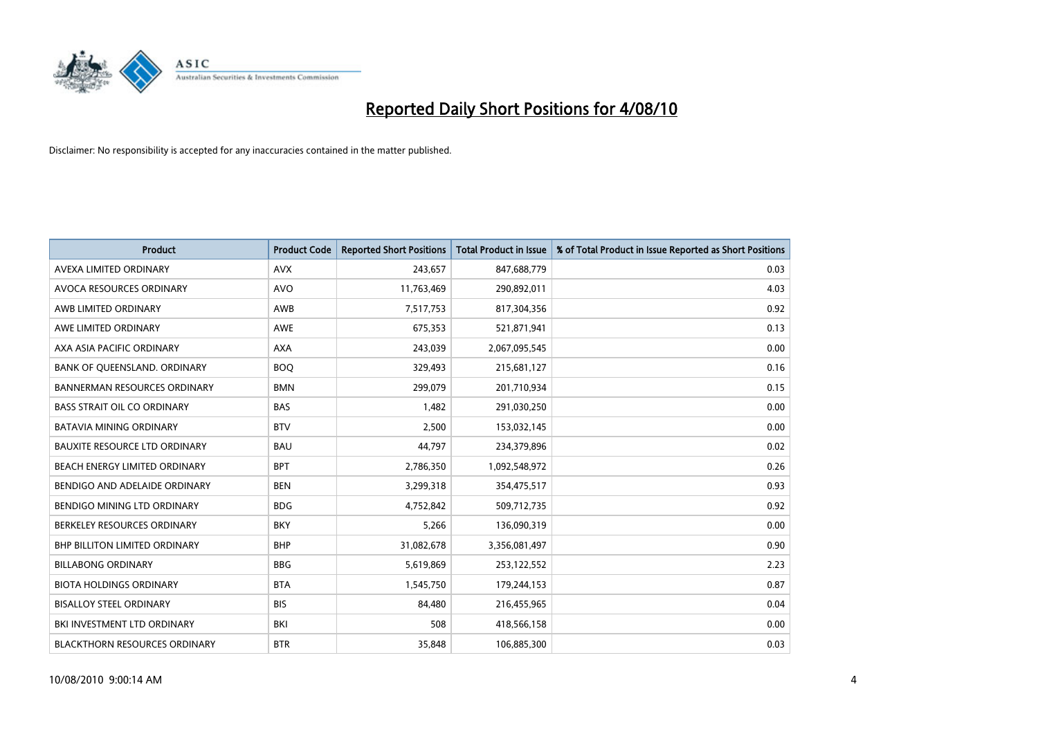# Reported Daily Short Positions for 4/08/10

Disclaimer: No responsibility is accepted for any inaccuracies contained in the matter published.

| Product | Product Code | Reported Short Positions | Total Product in Issue | % of Total Product in Issue Reported as Short Positions |
|---|---|---|---|---|
| AVEXA LIMITED ORDINARY | AVX | 243,657 | 847,688,779 | 0.03 |
| AVOCA RESOURCES ORDINARY | AVO | 11,763,469 | 290,892,011 | 4.03 |
| AWB LIMITED ORDINARY | AWB | 7,517,753 | 817,304,356 | 0.92 |
| AWE LIMITED ORDINARY | AWE | 675,353 | 521,871,941 | 0.13 |
| AXA ASIA PACIFIC ORDINARY | AXA | 243,039 | 2,067,095,545 | 0.00 |
| BANK OF QUEENSLAND. ORDINARY | BOQ | 329,493 | 215,681,127 | 0.16 |
| BANNERMAN RESOURCES ORDINARY | BMN | 299,079 | 201,710,934 | 0.15 |
| BASS STRAIT OIL CO ORDINARY | BAS | 1,482 | 291,030,250 | 0.00 |
| BATAVIA MINING ORDINARY | BTV | 2,500 | 153,032,145 | 0.00 |
| BAUXITE RESOURCE LTD ORDINARY | BAU | 44,797 | 234,379,896 | 0.02 |
| BEACH ENERGY LIMITED ORDINARY | BPT | 2,786,350 | 1,092,548,972 | 0.26 |
| BENDIGO AND ADELAIDE ORDINARY | BEN | 3,299,318 | 354,475,517 | 0.93 |
| BENDIGO MINING LTD ORDINARY | BDG | 4,752,842 | 509,712,735 | 0.92 |
| BERKELEY RESOURCES ORDINARY | BKY | 5,266 | 136,090,319 | 0.00 |
| BHP BILLITON LIMITED ORDINARY | BHP | 31,082,678 | 3,356,081,497 | 0.90 |
| BILLABONG ORDINARY | BBG | 5,619,869 | 253,122,552 | 2.23 |
| BIOTA HOLDINGS ORDINARY | BTA | 1,545,750 | 179,244,153 | 0.87 |
| BISALLOY STEEL ORDINARY | BIS | 84,480 | 216,455,965 | 0.04 |
| BKI INVESTMENT LTD ORDINARY | BKI | 508 | 418,566,158 | 0.00 |
| BLACKTHORN RESOURCES ORDINARY | BTR | 35,848 | 106,885,300 | 0.03 |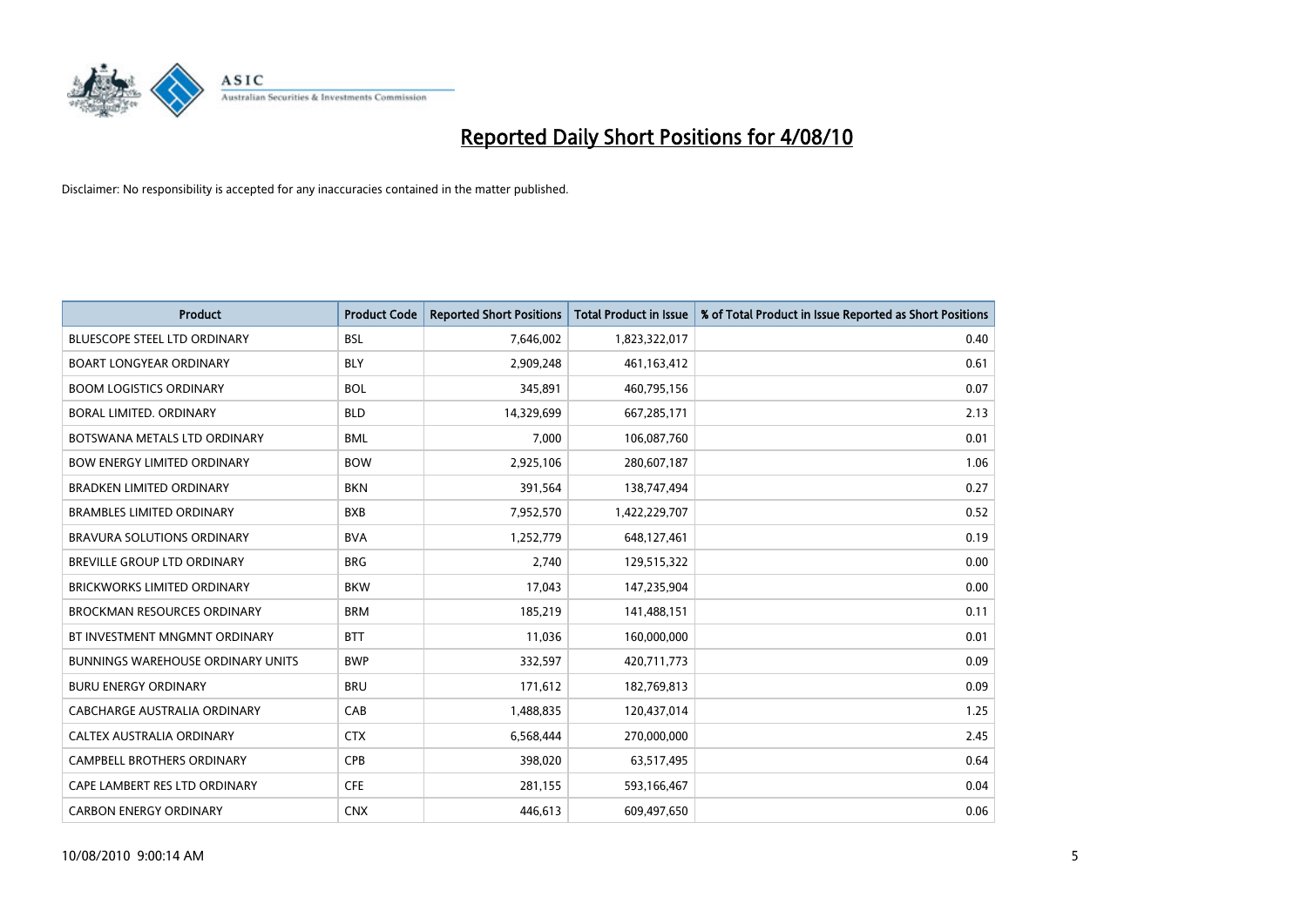# Reported Daily Short Positions for 4/08/10

Disclaimer: No responsibility is accepted for any inaccuracies contained in the matter published.

| Product | Product Code | Reported Short Positions | Total Product in Issue | % of Total Product in Issue Reported as Short Positions |
|---|---|---|---|---|
| BLUESCOPE STEEL LTD ORDINARY | BSL | 7,646,002 | 1,823,322,017 | 0.40 |
| BOART LONGYEAR ORDINARY | BLY | 2,909,248 | 461,163,412 | 0.61 |
| BOOM LOGISTICS ORDINARY | BOL | 345,891 | 460,795,156 | 0.07 |
| BORAL LIMITED. ORDINARY | BLD | 14,329,699 | 667,285,171 | 2.13 |
| BOTSWANA METALS LTD ORDINARY | BML | 7,000 | 106,087,760 | 0.01 |
| BOW ENERGY LIMITED ORDINARY | BOW | 2,925,106 | 280,607,187 | 1.06 |
| BRADKEN LIMITED ORDINARY | BKN | 391,564 | 138,747,494 | 0.27 |
| BRAMBLES LIMITED ORDINARY | BXB | 7,952,570 | 1,422,229,707 | 0.52 |
| BRAVURA SOLUTIONS ORDINARY | BVA | 1,252,779 | 648,127,461 | 0.19 |
| BREVILLE GROUP LTD ORDINARY | BRG | 2,740 | 129,515,322 | 0.00 |
| BRICKWORKS LIMITED ORDINARY | BKW | 17,043 | 147,235,904 | 0.00 |
| BROCKMAN RESOURCES ORDINARY | BRM | 185,219 | 141,488,151 | 0.11 |
| BT INVESTMENT MNGMNT ORDINARY | BTT | 11,036 | 160,000,000 | 0.01 |
| BUNNINGS WAREHOUSE ORDINARY UNITS | BWP | 332,597 | 420,711,773 | 0.09 |
| BURU ENERGY ORDINARY | BRU | 171,612 | 182,769,813 | 0.09 |
| CABCHARGE AUSTRALIA ORDINARY | CAB | 1,488,835 | 120,437,014 | 1.25 |
| CALTEX AUSTRALIA ORDINARY | CTX | 6,568,444 | 270,000,000 | 2.45 |
| CAMPBELL BROTHERS ORDINARY | CPB | 398,020 | 63,517,495 | 0.64 |
| CAPE LAMBERT RES LTD ORDINARY | CFE | 281,155 | 593,166,467 | 0.04 |
| CARBON ENERGY ORDINARY | CNX | 446,613 | 609,497,650 | 0.06 |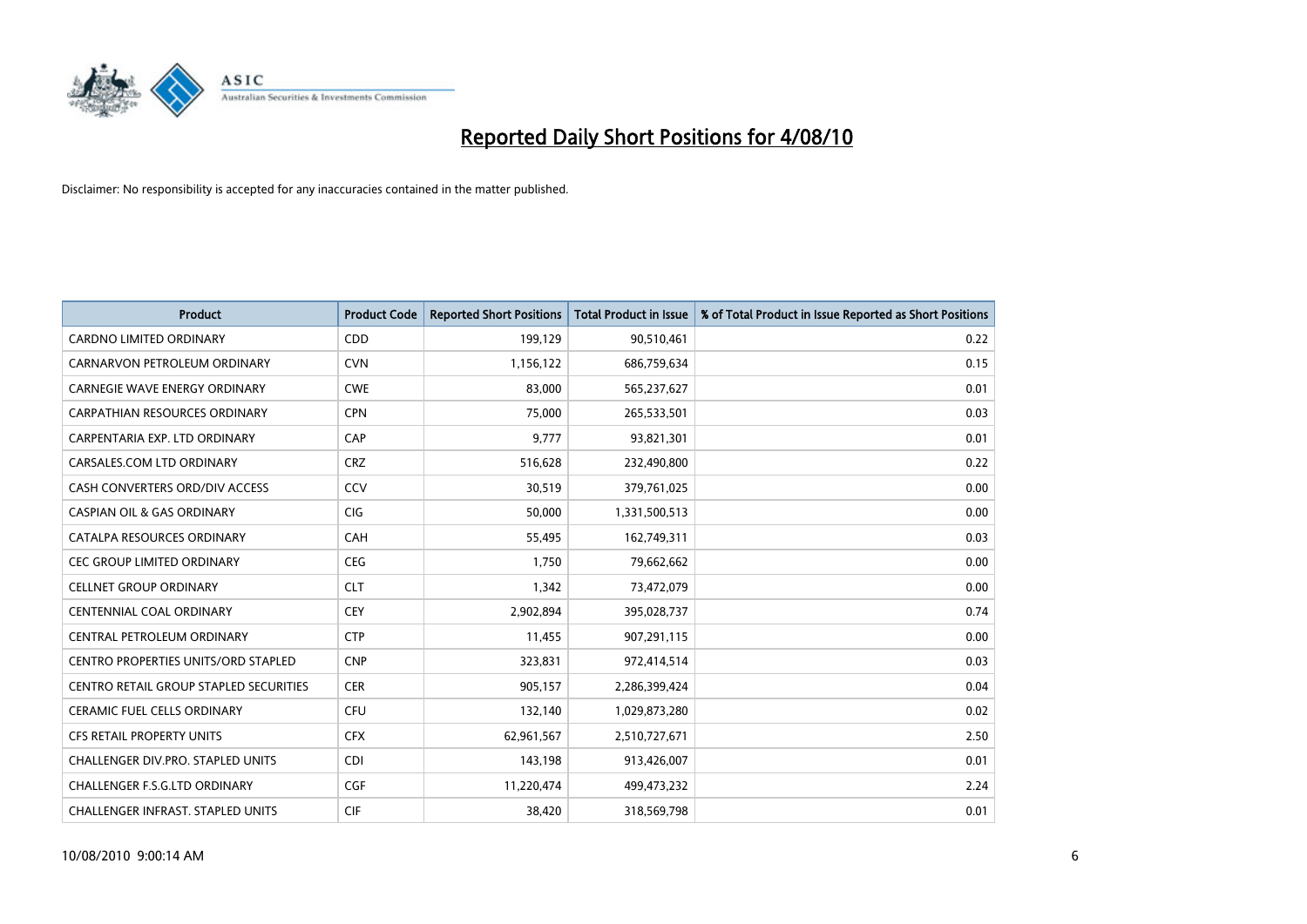# Reported Daily Short Positions for 4/08/10

Disclaimer: No responsibility is accepted for any inaccuracies contained in the matter published.

| Product | Product Code | Reported Short Positions | Total Product in Issue | % of Total Product in Issue Reported as Short Positions |
|---|---|---|---|---|
| CARDNO LIMITED ORDINARY | CDD | 199,129 | 90,510,461 | 0.22 |
| CARNARVON PETROLEUM ORDINARY | CVN | 1,156,122 | 686,759,634 | 0.15 |
| CARNEGIE WAVE ENERGY ORDINARY | CWE | 83,000 | 565,237,627 | 0.01 |
| CARPATHIAN RESOURCES ORDINARY | CPN | 75,000 | 265,533,501 | 0.03 |
| CARPENTARIA EXP. LTD ORDINARY | CAP | 9,777 | 93,821,301 | 0.01 |
| CARSALES.COM LTD ORDINARY | CRZ | 516,628 | 232,490,800 | 0.22 |
| CASH CONVERTERS ORD/DIV ACCESS | CCV | 30,519 | 379,761,025 | 0.00 |
| CASPIAN OIL & GAS ORDINARY | CIG | 50,000 | 1,331,500,513 | 0.00 |
| CATALPA RESOURCES ORDINARY | CAH | 55,495 | 162,749,311 | 0.03 |
| CEC GROUP LIMITED ORDINARY | CEG | 1,750 | 79,662,662 | 0.00 |
| CELLNET GROUP ORDINARY | CLT | 1,342 | 73,472,079 | 0.00 |
| CENTENNIAL COAL ORDINARY | CEY | 2,902,894 | 395,028,737 | 0.74 |
| CENTRAL PETROLEUM ORDINARY | CTP | 11,455 | 907,291,115 | 0.00 |
| CENTRO PROPERTIES UNITS/ORD STAPLED | CNP | 323,831 | 972,414,514 | 0.03 |
| CENTRO RETAIL GROUP STAPLED SECURITIES | CER | 905,157 | 2,286,399,424 | 0.04 |
| CERAMIC FUEL CELLS ORDINARY | CFU | 132,140 | 1,029,873,280 | 0.02 |
| CFS RETAIL PROPERTY UNITS | CFX | 62,961,567 | 2,510,727,671 | 2.50 |
| CHALLENGER DIV.PRO. STAPLED UNITS | CDI | 143,198 | 913,426,007 | 0.01 |
| CHALLENGER F.S.G.LTD ORDINARY | CGF | 11,220,474 | 499,473,232 | 2.24 |
| CHALLENGER INFRAST. STAPLED UNITS | CIF | 38,420 | 318,569,798 | 0.01 |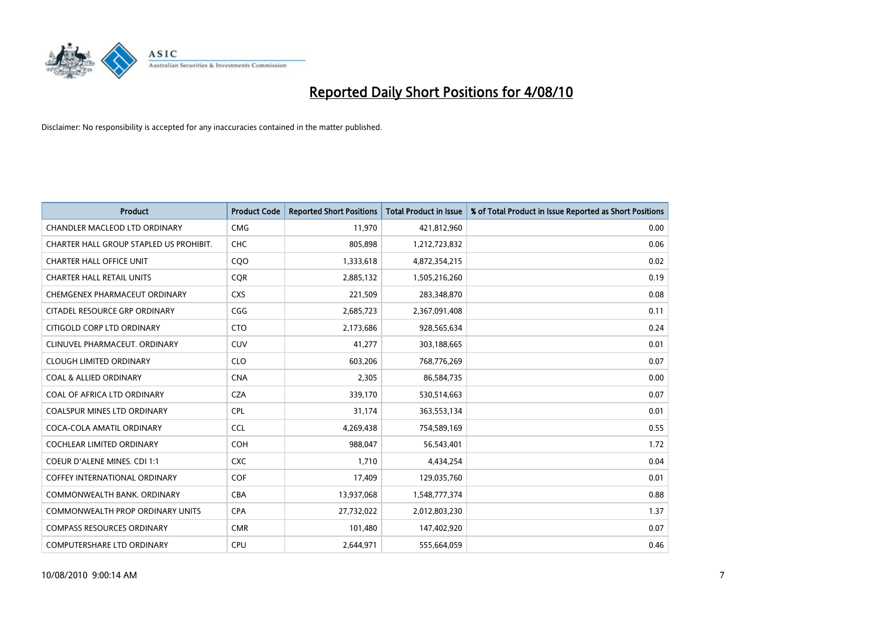# Reported Daily Short Positions for 4/08/10

Disclaimer: No responsibility is accepted for any inaccuracies contained in the matter published.

| Product | Product Code | Reported Short Positions | Total Product in Issue | % of Total Product in Issue Reported as Short Positions |
|---|---|---|---|---|
| CHANDLER MACLEOD LTD ORDINARY | CMG | 11,970 | 421,812,960 | 0.00 |
| CHARTER HALL GROUP STAPLED US PROHIBIT. | CHC | 805,898 | 1,212,723,832 | 0.06 |
| CHARTER HALL OFFICE UNIT | CQO | 1,333,618 | 4,872,354,215 | 0.02 |
| CHARTER HALL RETAIL UNITS | CQR | 2,885,132 | 1,505,216,260 | 0.19 |
| CHEMGENEX PHARMACEUT ORDINARY | CXS | 221,509 | 283,348,870 | 0.08 |
| CITADEL RESOURCE GRP ORDINARY | CGG | 2,685,723 | 2,367,091,408 | 0.11 |
| CITIGOLD CORP LTD ORDINARY | CTO | 2,173,686 | 928,565,634 | 0.24 |
| CLINUVEL PHARMACEUT. ORDINARY | CUV | 41,277 | 303,188,665 | 0.01 |
| CLOUGH LIMITED ORDINARY | CLO | 603,206 | 768,776,269 | 0.07 |
| COAL & ALLIED ORDINARY | CNA | 2,305 | 86,584,735 | 0.00 |
| COAL OF AFRICA LTD ORDINARY | CZA | 339,170 | 530,514,663 | 0.07 |
| COALSPUR MINES LTD ORDINARY | CPL | 31,174 | 363,553,134 | 0.01 |
| COCA-COLA AMATIL ORDINARY | CCL | 4,269,438 | 754,589,169 | 0.55 |
| COCHLEAR LIMITED ORDINARY | COH | 988,047 | 56,543,401 | 1.72 |
| COEUR D'ALENE MINES. CDI 1:1 | CXC | 1,710 | 4,434,254 | 0.04 |
| COFFEY INTERNATIONAL ORDINARY | COF | 17,409 | 129,035,760 | 0.01 |
| COMMONWEALTH BANK. ORDINARY | CBA | 13,937,068 | 1,548,777,374 | 0.88 |
| COMMONWEALTH PROP ORDINARY UNITS | CPA | 27,732,022 | 2,012,803,230 | 1.37 |
| COMPASS RESOURCES ORDINARY | CMR | 101,480 | 147,402,920 | 0.07 |
| COMPUTERSHARE LTD ORDINARY | CPU | 2,644,971 | 555,664,059 | 0.46 |

10/08/2010 9:00:14 AM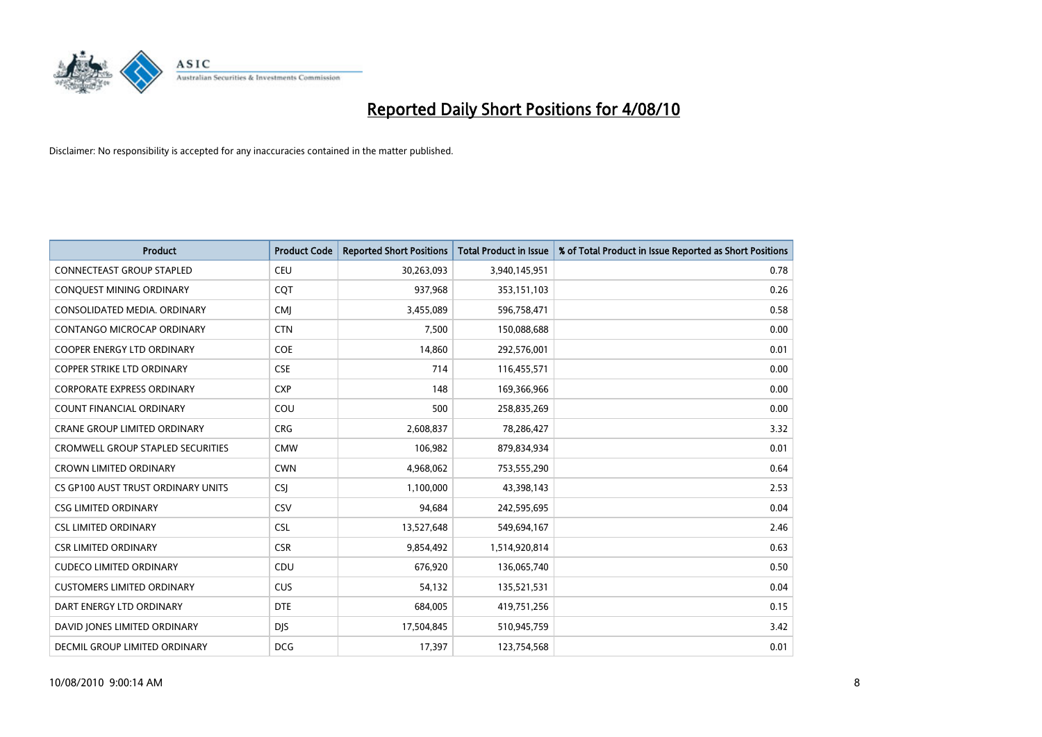# Reported Daily Short Positions for 4/08/10

Disclaimer: No responsibility is accepted for any inaccuracies contained in the matter published.

| Product | Product Code | Reported Short Positions | Total Product in Issue | % of Total Product in Issue Reported as Short Positions |
|---|---|---|---|---|
| CONNECTEAST GROUP STAPLED | CEU | 30,263,093 | 3,940,145,951 | 0.78 |
| CONQUEST MINING ORDINARY | CQT | 937,968 | 353,151,103 | 0.26 |
| CONSOLIDATED MEDIA. ORDINARY | CMJ | 3,455,089 | 596,758,471 | 0.58 |
| CONTANGO MICROCAP ORDINARY | CTN | 7,500 | 150,088,688 | 0.00 |
| COOPER ENERGY LTD ORDINARY | COE | 14,860 | 292,576,001 | 0.01 |
| COPPER STRIKE LTD ORDINARY | CSE | 714 | 116,455,571 | 0.00 |
| CORPORATE EXPRESS ORDINARY | CXP | 148 | 169,366,966 | 0.00 |
| COUNT FINANCIAL ORDINARY | COU | 500 | 258,835,269 | 0.00 |
| CRANE GROUP LIMITED ORDINARY | CRG | 2,608,837 | 78,286,427 | 3.32 |
| CROMWELL GROUP STAPLED SECURITIES | CMW | 106,982 | 879,834,934 | 0.01 |
| CROWN LIMITED ORDINARY | CWN | 4,968,062 | 753,555,290 | 0.64 |
| CS GP100 AUST TRUST ORDINARY UNITS | CSJ | 1,100,000 | 43,398,143 | 2.53 |
| CSG LIMITED ORDINARY | CSV | 94,684 | 242,595,695 | 0.04 |
| CSL LIMITED ORDINARY | CSL | 13,527,648 | 549,694,167 | 2.46 |
| CSR LIMITED ORDINARY | CSR | 9,854,492 | 1,514,920,814 | 0.63 |
| CUDECO LIMITED ORDINARY | CDU | 676,920 | 136,065,740 | 0.50 |
| CUSTOMERS LIMITED ORDINARY | CUS | 54,132 | 135,521,531 | 0.04 |
| DART ENERGY LTD ORDINARY | DTE | 684,005 | 419,751,256 | 0.15 |
| DAVID JONES LIMITED ORDINARY | DJS | 17,504,845 | 510,945,759 | 3.42 |
| DECMIL GROUP LIMITED ORDINARY | DCG | 17,397 | 123,754,568 | 0.01 |

10/08/2010 9:00:14 AM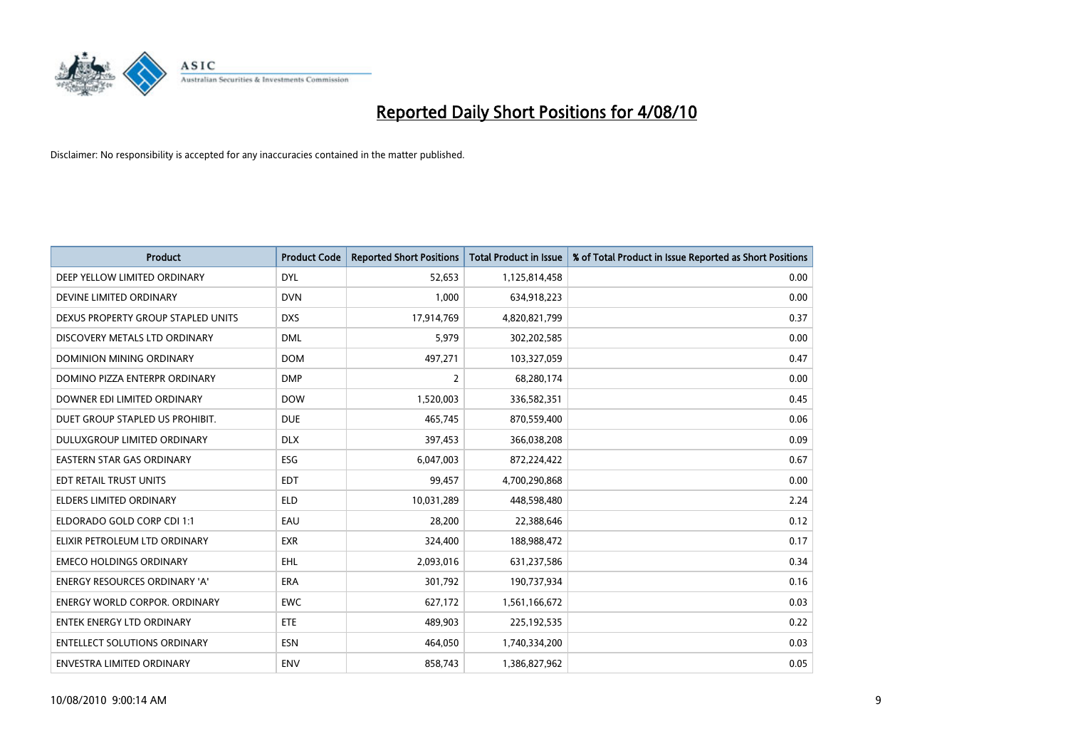# Reported Daily Short Positions for 4/08/10

Disclaimer: No responsibility is accepted for any inaccuracies contained in the matter published.

| Product | Product Code | Reported Short Positions | Total Product in Issue | % of Total Product in Issue Reported as Short Positions |
|---|---|---|---|---|
| DEEP YELLOW LIMITED ORDINARY | DYL | 52,653 | 1,125,814,458 | 0.00 |
| DEVINE LIMITED ORDINARY | DVN | 1,000 | 634,918,223 | 0.00 |
| DEXUS PROPERTY GROUP STAPLED UNITS | DXS | 17,914,769 | 4,820,821,799 | 0.37 |
| DISCOVERY METALS LTD ORDINARY | DML | 5,979 | 302,202,585 | 0.00 |
| DOMINION MINING ORDINARY | DOM | 497,271 | 103,327,059 | 0.47 |
| DOMINO PIZZA ENTERPR ORDINARY | DMP | 2 | 68,280,174 | 0.00 |
| DOWNER EDI LIMITED ORDINARY | DOW | 1,520,003 | 336,582,351 | 0.45 |
| DUET GROUP STAPLED US PROHIBIT. | DUE | 465,745 | 870,559,400 | 0.06 |
| DULUXGROUP LIMITED ORDINARY | DLX | 397,453 | 366,038,208 | 0.09 |
| EASTERN STAR GAS ORDINARY | ESG | 6,047,003 | 872,224,422 | 0.67 |
| EDT RETAIL TRUST UNITS | EDT | 99,457 | 4,700,290,868 | 0.00 |
| ELDERS LIMITED ORDINARY | ELD | 10,031,289 | 448,598,480 | 2.24 |
| ELDORADO GOLD CORP CDI 1:1 | EAU | 28,200 | 22,388,646 | 0.12 |
| ELIXIR PETROLEUM LTD ORDINARY | EXR | 324,400 | 188,988,472 | 0.17 |
| EMECO HOLDINGS ORDINARY | EHL | 2,093,016 | 631,237,586 | 0.34 |
| ENERGY RESOURCES ORDINARY 'A' | ERA | 301,792 | 190,737,934 | 0.16 |
| ENERGY WORLD CORPOR. ORDINARY | EWC | 627,172 | 1,561,166,672 | 0.03 |
| ENTEK ENERGY LTD ORDINARY | ETE | 489,903 | 225,192,535 | 0.22 |
| ENTELLECT SOLUTIONS ORDINARY | ESN | 464,050 | 1,740,334,200 | 0.03 |
| ENVESTRA LIMITED ORDINARY | ENV | 858,743 | 1,386,827,962 | 0.05 |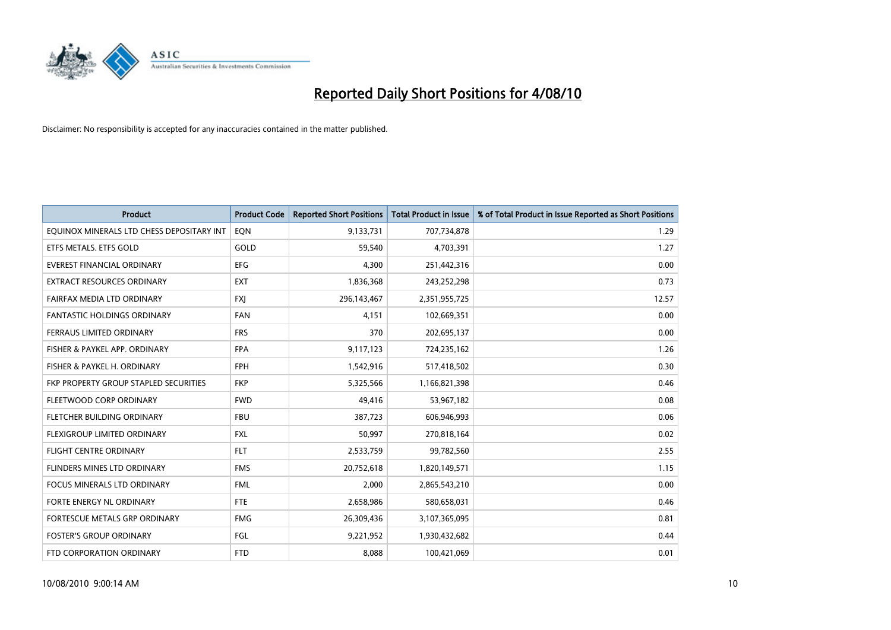# Reported Daily Short Positions for 4/08/10

Disclaimer: No responsibility is accepted for any inaccuracies contained in the matter published.

| Product | Product Code | Reported Short Positions | Total Product in Issue | % of Total Product in Issue Reported as Short Positions |
|---|---|---|---|---|
| EQUINOX MINERALS LTD CHESS DEPOSITARY INT | EQN | 9,133,731 | 707,734,878 | 1.29 |
| ETFS METALS. ETFS GOLD | GOLD | 59,540 | 4,703,391 | 1.27 |
| EVEREST FINANCIAL ORDINARY | EFG | 4,300 | 251,442,316 | 0.00 |
| EXTRACT RESOURCES ORDINARY | EXT | 1,836,368 | 243,252,298 | 0.73 |
| FAIRFAX MEDIA LTD ORDINARY | FXJ | 296,143,467 | 2,351,955,725 | 12.57 |
| FANTASTIC HOLDINGS ORDINARY | FAN | 4,151 | 102,669,351 | 0.00 |
| FERRAUS LIMITED ORDINARY | FRS | 370 | 202,695,137 | 0.00 |
| FISHER & PAYKEL APP. ORDINARY | FPA | 9,117,123 | 724,235,162 | 1.26 |
| FISHER & PAYKEL H. ORDINARY | FPH | 1,542,916 | 517,418,502 | 0.30 |
| FKP PROPERTY GROUP STAPLED SECURITIES | FKP | 5,325,566 | 1,166,821,398 | 0.46 |
| FLEETWOOD CORP ORDINARY | FWD | 49,416 | 53,967,182 | 0.08 |
| FLETCHER BUILDING ORDINARY | FBU | 387,723 | 606,946,993 | 0.06 |
| FLEXIGROUP LIMITED ORDINARY | FXL | 50,997 | 270,818,164 | 0.02 |
| FLIGHT CENTRE ORDINARY | FLT | 2,533,759 | 99,782,560 | 2.55 |
| FLINDERS MINES LTD ORDINARY | FMS | 20,752,618 | 1,820,149,571 | 1.15 |
| FOCUS MINERALS LTD ORDINARY | FML | 2,000 | 2,865,543,210 | 0.00 |
| FORTE ENERGY NL ORDINARY | FTE | 2,658,986 | 580,658,031 | 0.46 |
| FORTESCUE METALS GRP ORDINARY | FMG | 26,309,436 | 3,107,365,095 | 0.81 |
| FOSTER'S GROUP ORDINARY | FGL | 9,221,952 | 1,930,432,682 | 0.44 |
| FTD CORPORATION ORDINARY | FTD | 8,088 | 100,421,069 | 0.01 |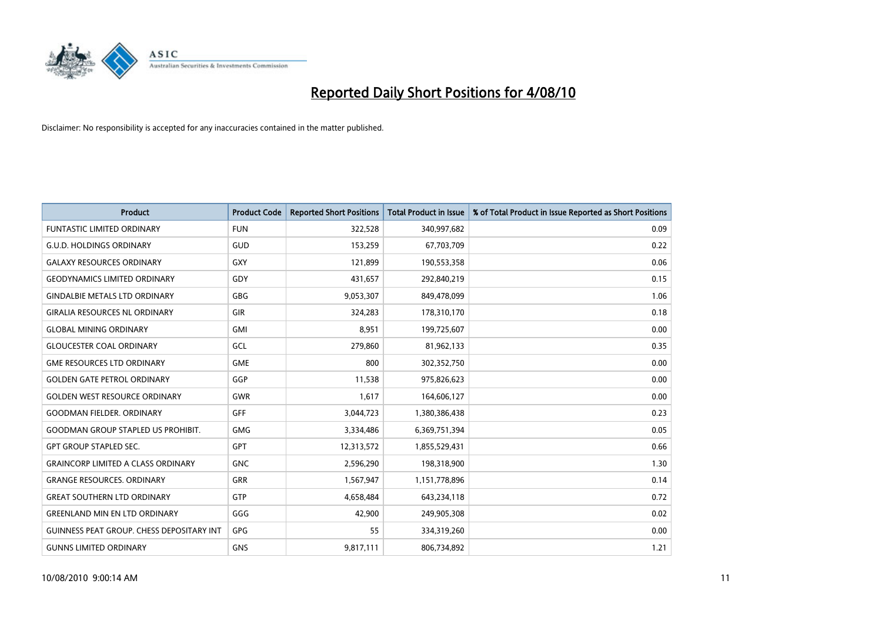# Reported Daily Short Positions for 4/08/10

Disclaimer: No responsibility is accepted for any inaccuracies contained in the matter published.

| Product | Product Code | Reported Short Positions | Total Product in Issue | % of Total Product in Issue Reported as Short Positions |
|---|---|---|---|---|
| FUNTASTIC LIMITED ORDINARY | FUN | 322,528 | 340,997,682 | 0.09 |
| G.U.D. HOLDINGS ORDINARY | GUD | 153,259 | 67,703,709 | 0.22 |
| GALAXY RESOURCES ORDINARY | GXY | 121,899 | 190,553,358 | 0.06 |
| GEODYNAMICS LIMITED ORDINARY | GDY | 431,657 | 292,840,219 | 0.15 |
| GINDALBIE METALS LTD ORDINARY | GBG | 9,053,307 | 849,478,099 | 1.06 |
| GIRALIA RESOURCES NL ORDINARY | GIR | 324,283 | 178,310,170 | 0.18 |
| GLOBAL MINING ORDINARY | GMI | 8,951 | 199,725,607 | 0.00 |
| GLOUCESTER COAL ORDINARY | GCL | 279,860 | 81,962,133 | 0.35 |
| GME RESOURCES LTD ORDINARY | GME | 800 | 302,352,750 | 0.00 |
| GOLDEN GATE PETROL ORDINARY | GGP | 11,538 | 975,826,623 | 0.00 |
| GOLDEN WEST RESOURCE ORDINARY | GWR | 1,617 | 164,606,127 | 0.00 |
| GOODMAN FIELDER. ORDINARY | GFF | 3,044,723 | 1,380,386,438 | 0.23 |
| GOODMAN GROUP STAPLED US PROHIBIT. | GMG | 3,334,486 | 6,369,751,394 | 0.05 |
| GPT GROUP STAPLED SEC. | GPT | 12,313,572 | 1,855,529,431 | 0.66 |
| GRAINCORP LIMITED A CLASS ORDINARY | GNC | 2,596,290 | 198,318,900 | 1.30 |
| GRANGE RESOURCES. ORDINARY | GRR | 1,567,947 | 1,151,778,896 | 0.14 |
| GREAT SOUTHERN LTD ORDINARY | GTP | 4,658,484 | 643,234,118 | 0.72 |
| GREENLAND MIN EN LTD ORDINARY | GGG | 42,900 | 249,905,308 | 0.02 |
| GUINNESS PEAT GROUP. CHESS DEPOSITARY INT | GPG | 55 | 334,319,260 | 0.00 |
| GUNNS LIMITED ORDINARY | GNS | 9,817,111 | 806,734,892 | 1.21 |

10/08/2010 9:00:14 AM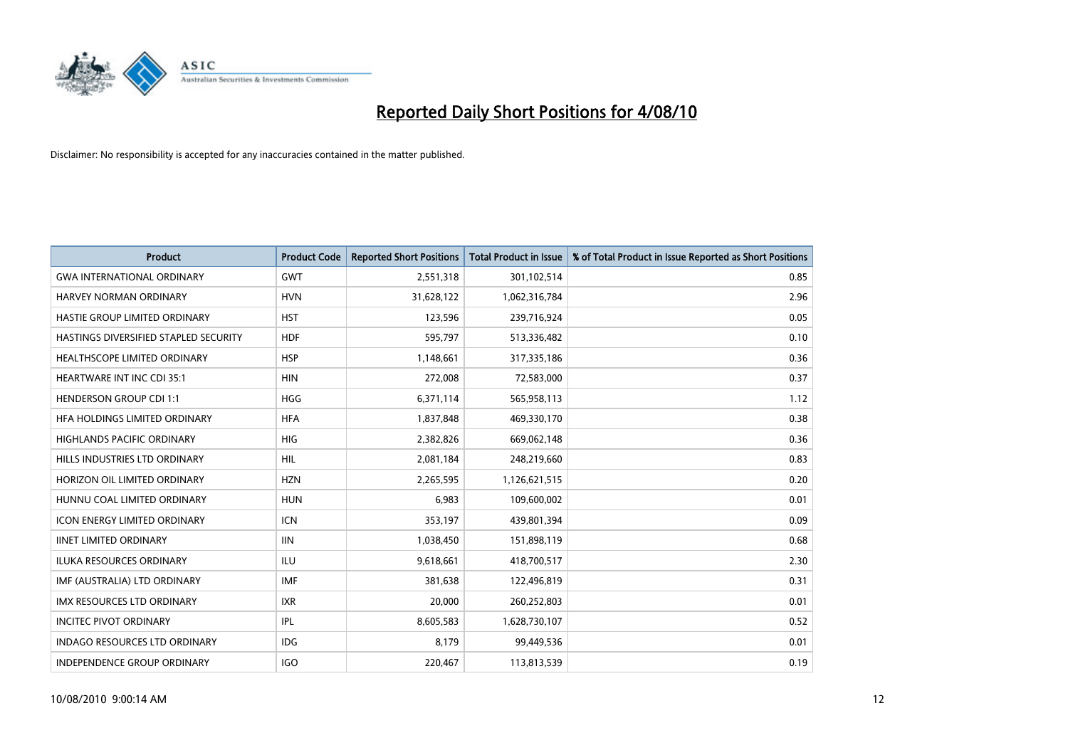# Reported Daily Short Positions for 4/08/10

Disclaimer: No responsibility is accepted for any inaccuracies contained in the matter published.

| Product | Product Code | Reported Short Positions | Total Product in Issue | % of Total Product in Issue Reported as Short Positions |
|---|---|---|---|---|
| GWA INTERNATIONAL ORDINARY | GWT | 2,551,318 | 301,102,514 | 0.85 |
| HARVEY NORMAN ORDINARY | HVN | 31,628,122 | 1,062,316,784 | 2.96 |
| HASTIE GROUP LIMITED ORDINARY | HST | 123,596 | 239,716,924 | 0.05 |
| HASTINGS DIVERSIFIED STAPLED SECURITY | HDF | 595,797 | 513,336,482 | 0.10 |
| HEALTHSCOPE LIMITED ORDINARY | HSP | 1,148,661 | 317,335,186 | 0.36 |
| HEARTWARE INT INC CDI 35:1 | HIN | 272,008 | 72,583,000 | 0.37 |
| HENDERSON GROUP CDI 1:1 | HGG | 6,371,114 | 565,958,113 | 1.12 |
| HFA HOLDINGS LIMITED ORDINARY | HFA | 1,837,848 | 469,330,170 | 0.38 |
| HIGHLANDS PACIFIC ORDINARY | HIG | 2,382,826 | 669,062,148 | 0.36 |
| HILLS INDUSTRIES LTD ORDINARY | HIL | 2,081,184 | 248,219,660 | 0.83 |
| HORIZON OIL LIMITED ORDINARY | HZN | 2,265,595 | 1,126,621,515 | 0.20 |
| HUNNU COAL LIMITED ORDINARY | HUN | 6,983 | 109,600,002 | 0.01 |
| ICON ENERGY LIMITED ORDINARY | ICN | 353,197 | 439,801,394 | 0.09 |
| IINET LIMITED ORDINARY | IIN | 1,038,450 | 151,898,119 | 0.68 |
| ILUKA RESOURCES ORDINARY | ILU | 9,618,661 | 418,700,517 | 2.30 |
| IMF (AUSTRALIA) LTD ORDINARY | IMF | 381,638 | 122,496,819 | 0.31 |
| IMX RESOURCES LTD ORDINARY | IXR | 20,000 | 260,252,803 | 0.01 |
| INCITEC PIVOT ORDINARY | IPL | 8,605,583 | 1,628,730,107 | 0.52 |
| INDAGO RESOURCES LTD ORDINARY | IDG | 8,179 | 99,449,536 | 0.01 |
| INDEPENDENCE GROUP ORDINARY | IGO | 220,467 | 113,813,539 | 0.19 |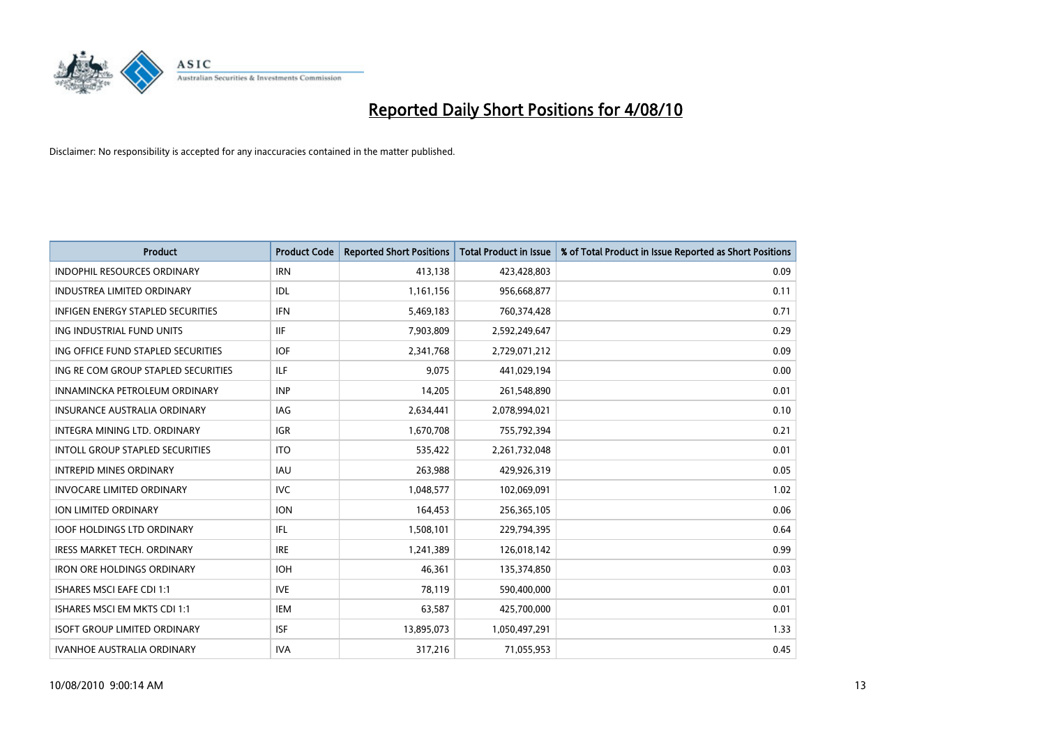# Reported Daily Short Positions for 4/08/10

Disclaimer: No responsibility is accepted for any inaccuracies contained in the matter published.

| Product | Product Code | Reported Short Positions | Total Product in Issue | % of Total Product in Issue Reported as Short Positions |
|---|---|---|---|---|
| INDOPHIL RESOURCES ORDINARY | IRN | 413,138 | 423,428,803 | 0.09 |
| INDUSTREA LIMITED ORDINARY | IDL | 1,161,156 | 956,668,877 | 0.11 |
| INFIGEN ENERGY STAPLED SECURITIES | IFN | 5,469,183 | 760,374,428 | 0.71 |
| ING INDUSTRIAL FUND UNITS | IIF | 7,903,809 | 2,592,249,647 | 0.29 |
| ING OFFICE FUND STAPLED SECURITIES | IOF | 2,341,768 | 2,729,071,212 | 0.09 |
| ING RE COM GROUP STAPLED SECURITIES | ILF | 9,075 | 441,029,194 | 0.00 |
| INNAMINCKA PETROLEUM ORDINARY | INP | 14,205 | 261,548,890 | 0.01 |
| INSURANCE AUSTRALIA ORDINARY | IAG | 2,634,441 | 2,078,994,021 | 0.10 |
| INTEGRA MINING LTD. ORDINARY | IGR | 1,670,708 | 755,792,394 | 0.21 |
| INTOLL GROUP STAPLED SECURITIES | ITO | 535,422 | 2,261,732,048 | 0.01 |
| INTREPID MINES ORDINARY | IAU | 263,988 | 429,926,319 | 0.05 |
| INVOCARE LIMITED ORDINARY | IVC | 1,048,577 | 102,069,091 | 1.02 |
| ION LIMITED ORDINARY | ION | 164,453 | 256,365,105 | 0.06 |
| IOOF HOLDINGS LTD ORDINARY | IFL | 1,508,101 | 229,794,395 | 0.64 |
| IRESS MARKET TECH. ORDINARY | IRE | 1,241,389 | 126,018,142 | 0.99 |
| IRON ORE HOLDINGS ORDINARY | IOH | 46,361 | 135,374,850 | 0.03 |
| ISHARES MSCI EAFE CDI 1:1 | IVE | 78,119 | 590,400,000 | 0.01 |
| ISHARES MSCI EM MKTS CDI 1:1 | IEM | 63,587 | 425,700,000 | 0.01 |
| ISOFT GROUP LIMITED ORDINARY | ISF | 13,895,073 | 1,050,497,291 | 1.33 |
| IVANHOE AUSTRALIA ORDINARY | IVA | 317,216 | 71,055,953 | 0.45 |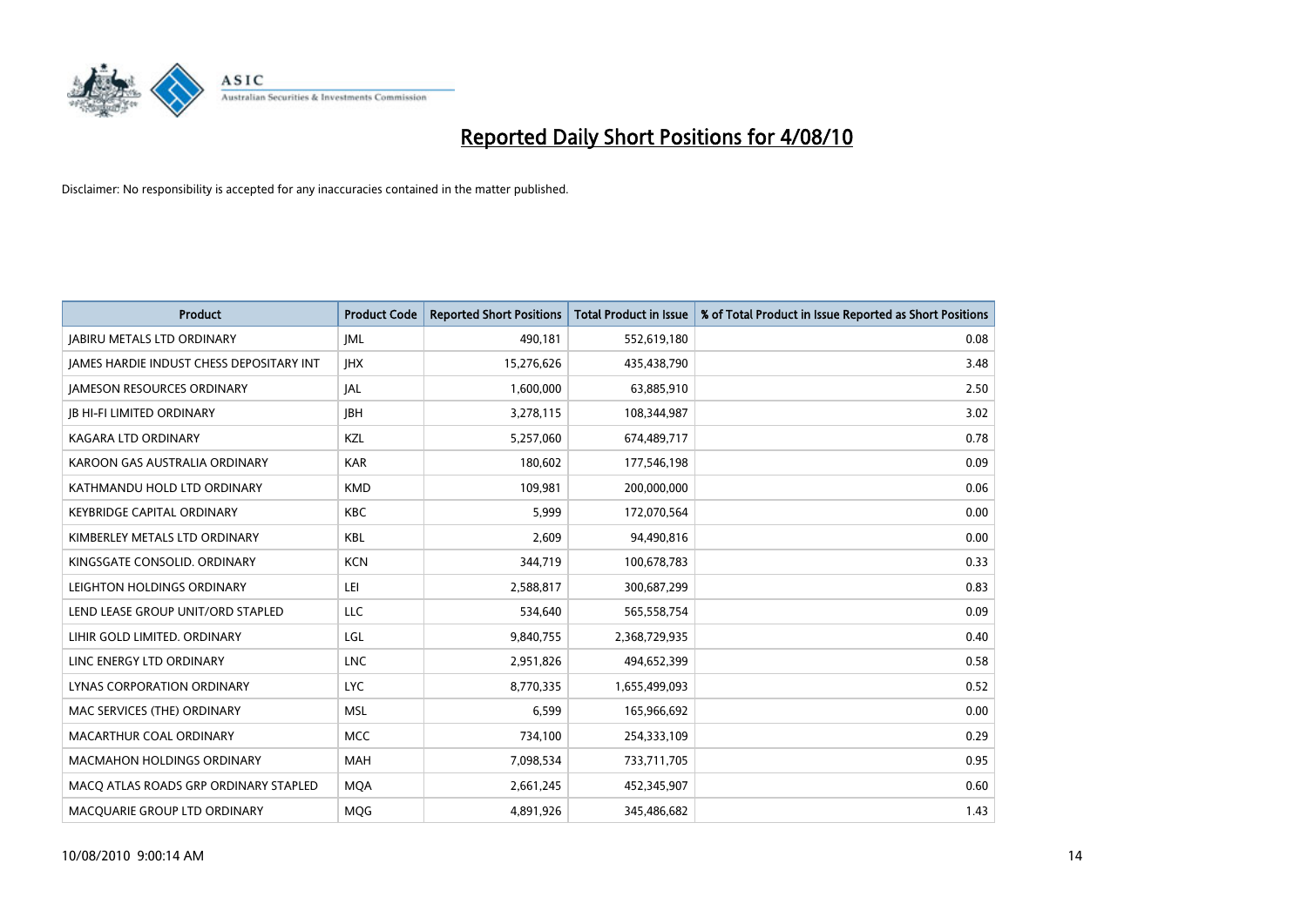# Reported Daily Short Positions for 4/08/10

Disclaimer: No responsibility is accepted for any inaccuracies contained in the matter published.

| Product | Product Code | Reported Short Positions | Total Product in Issue | % of Total Product in Issue Reported as Short Positions |
|---|---|---|---|---|
| JABIRU METALS LTD ORDINARY | JML | 490,181 | 552,619,180 | 0.08 |
| JAMES HARDIE INDUST CHESS DEPOSITARY INT | JHX | 15,276,626 | 435,438,790 | 3.48 |
| JAMESON RESOURCES ORDINARY | JAL | 1,600,000 | 63,885,910 | 2.50 |
| JB HI-FI LIMITED ORDINARY | JBH | 3,278,115 | 108,344,987 | 3.02 |
| KAGARA LTD ORDINARY | KZL | 5,257,060 | 674,489,717 | 0.78 |
| KAROON GAS AUSTRALIA ORDINARY | KAR | 180,602 | 177,546,198 | 0.09 |
| KATHMANDU HOLD LTD ORDINARY | KMD | 109,981 | 200,000,000 | 0.06 |
| KEYBRIDGE CAPITAL ORDINARY | KBC | 5,999 | 172,070,564 | 0.00 |
| KIMBERLEY METALS LTD ORDINARY | KBL | 2,609 | 94,490,816 | 0.00 |
| KINGSGATE CONSOLID. ORDINARY | KCN | 344,719 | 100,678,783 | 0.33 |
| LEIGHTON HOLDINGS ORDINARY | LEI | 2,588,817 | 300,687,299 | 0.83 |
| LEND LEASE GROUP UNIT/ORD STAPLED | LLC | 534,640 | 565,558,754 | 0.09 |
| LIHIR GOLD LIMITED. ORDINARY | LGL | 9,840,755 | 2,368,729,935 | 0.40 |
| LINC ENERGY LTD ORDINARY | LNC | 2,951,826 | 494,652,399 | 0.58 |
| LYNAS CORPORATION ORDINARY | LYC | 8,770,335 | 1,655,499,093 | 0.52 |
| MAC SERVICES (THE) ORDINARY | MSL | 6,599 | 165,966,692 | 0.00 |
| MACARTHUR COAL ORDINARY | MCC | 734,100 | 254,333,109 | 0.29 |
| MACMAHON HOLDINGS ORDINARY | MAH | 7,098,534 | 733,711,705 | 0.95 |
| MACQ ATLAS ROADS GRP ORDINARY STAPLED | MQA | 2,661,245 | 452,345,907 | 0.60 |
| MACQUARIE GROUP LTD ORDINARY | MQG | 4,891,926 | 345,486,682 | 1.43 |

10/08/2010 9:00:14 AM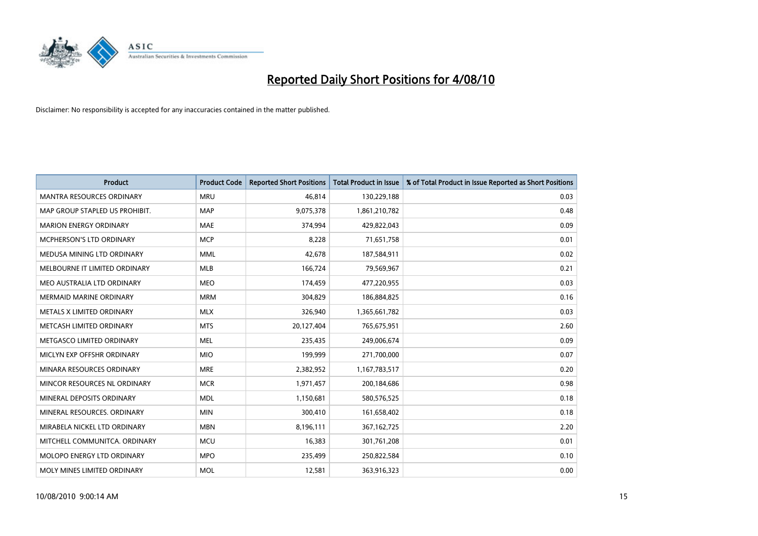# Reported Daily Short Positions for 4/08/10

Disclaimer: No responsibility is accepted for any inaccuracies contained in the matter published.

| Product | Product Code | Reported Short Positions | Total Product in Issue | % of Total Product in Issue Reported as Short Positions |
|---|---|---|---|---|
| MANTRA RESOURCES ORDINARY | MRU | 46,814 | 130,229,188 | 0.03 |
| MAP GROUP STAPLED US PROHIBIT. | MAP | 9,075,378 | 1,861,210,782 | 0.48 |
| MARION ENERGY ORDINARY | MAE | 374,994 | 429,822,043 | 0.09 |
| MCPHERSON'S LTD ORDINARY | MCP | 8,228 | 71,651,758 | 0.01 |
| MEDUSA MINING LTD ORDINARY | MML | 42,678 | 187,584,911 | 0.02 |
| MELBOURNE IT LIMITED ORDINARY | MLB | 166,724 | 79,569,967 | 0.21 |
| MEO AUSTRALIA LTD ORDINARY | MEO | 174,459 | 477,220,955 | 0.03 |
| MERMAID MARINE ORDINARY | MRM | 304,829 | 186,884,825 | 0.16 |
| METALS X LIMITED ORDINARY | MLX | 326,940 | 1,365,661,782 | 0.03 |
| METCASH LIMITED ORDINARY | MTS | 20,127,404 | 765,675,951 | 2.60 |
| METGASCO LIMITED ORDINARY | MEL | 235,435 | 249,006,674 | 0.09 |
| MICLYN EXP OFFSHR ORDINARY | MIO | 199,999 | 271,700,000 | 0.07 |
| MINARA RESOURCES ORDINARY | MRE | 2,382,952 | 1,167,783,517 | 0.20 |
| MINCOR RESOURCES NL ORDINARY | MCR | 1,971,457 | 200,184,686 | 0.98 |
| MINERAL DEPOSITS ORDINARY | MDL | 1,150,681 | 580,576,525 | 0.18 |
| MINERAL RESOURCES. ORDINARY | MIN | 300,410 | 161,658,402 | 0.18 |
| MIRABELA NICKEL LTD ORDINARY | MBN | 8,196,111 | 367,162,725 | 2.20 |
| MITCHELL COMMUNITCA. ORDINARY | MCU | 16,383 | 301,761,208 | 0.01 |
| MOLOPO ENERGY LTD ORDINARY | MPO | 235,499 | 250,822,584 | 0.10 |
| MOLY MINES LIMITED ORDINARY | MOL | 12,581 | 363,916,323 | 0.00 |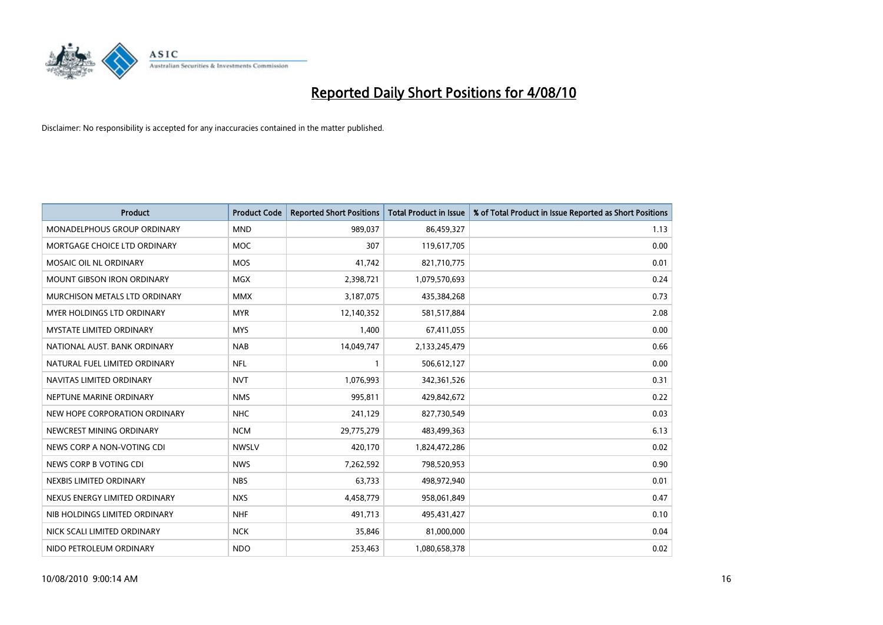# Reported Daily Short Positions for 4/08/10

Disclaimer: No responsibility is accepted for any inaccuracies contained in the matter published.

| Product | Product Code | Reported Short Positions | Total Product in Issue | % of Total Product in Issue Reported as Short Positions |
|---|---|---|---|---|
| MONADELPHOUS GROUP ORDINARY | MND | 989,037 | 86,459,327 | 1.13 |
| MORTGAGE CHOICE LTD ORDINARY | MOC | 307 | 119,617,705 | 0.00 |
| MOSAIC OIL NL ORDINARY | MOS | 41,742 | 821,710,775 | 0.01 |
| MOUNT GIBSON IRON ORDINARY | MGX | 2,398,721 | 1,079,570,693 | 0.24 |
| MURCHISON METALS LTD ORDINARY | MMX | 3,187,075 | 435,384,268 | 0.73 |
| MYER HOLDINGS LTD ORDINARY | MYR | 12,140,352 | 581,517,884 | 2.08 |
| MYSTATE LIMITED ORDINARY | MYS | 1,400 | 67,411,055 | 0.00 |
| NATIONAL AUST. BANK ORDINARY | NAB | 14,049,747 | 2,133,245,479 | 0.66 |
| NATURAL FUEL LIMITED ORDINARY | NFL | 1 | 506,612,127 | 0.00 |
| NAVITAS LIMITED ORDINARY | NVT | 1,076,993 | 342,361,526 | 0.31 |
| NEPTUNE MARINE ORDINARY | NMS | 995,811 | 429,842,672 | 0.22 |
| NEW HOPE CORPORATION ORDINARY | NHC | 241,129 | 827,730,549 | 0.03 |
| NEWCREST MINING ORDINARY | NCM | 29,775,279 | 483,499,363 | 6.13 |
| NEWS CORP A NON-VOTING CDI | NWSLV | 420,170 | 1,824,472,286 | 0.02 |
| NEWS CORP B VOTING CDI | NWS | 7,262,592 | 798,520,953 | 0.90 |
| NEXBIS LIMITED ORDINARY | NBS | 63,733 | 498,972,940 | 0.01 |
| NEXUS ENERGY LIMITED ORDINARY | NXS | 4,458,779 | 958,061,849 | 0.47 |
| NIB HOLDINGS LIMITED ORDINARY | NHF | 491,713 | 495,431,427 | 0.10 |
| NICK SCALI LIMITED ORDINARY | NCK | 35,846 | 81,000,000 | 0.04 |
| NIDO PETROLEUM ORDINARY | NDO | 253,463 | 1,080,658,378 | 0.02 |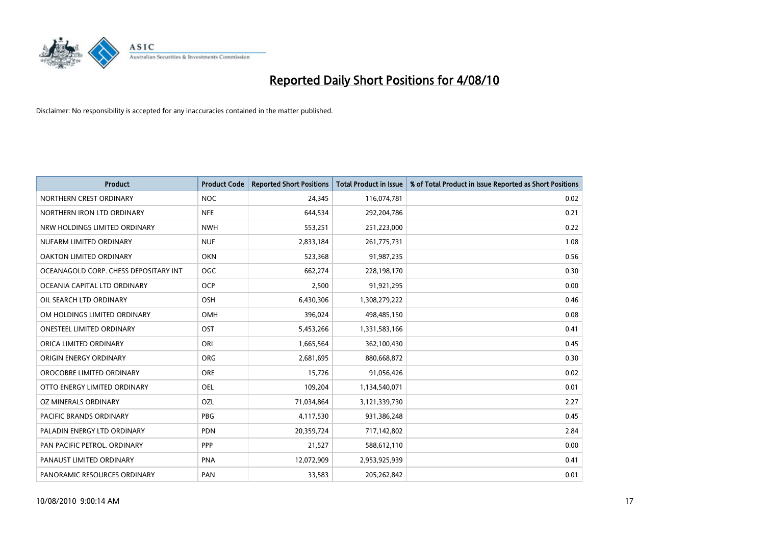# Reported Daily Short Positions for 4/08/10

Disclaimer: No responsibility is accepted for any inaccuracies contained in the matter published.

| Product | Product Code | Reported Short Positions | Total Product in Issue | % of Total Product in Issue Reported as Short Positions |
|---|---|---|---|---|
| NORTHERN CREST ORDINARY | NOC | 24,345 | 116,074,781 | 0.02 |
| NORTHERN IRON LTD ORDINARY | NFE | 644,534 | 292,204,786 | 0.21 |
| NRW HOLDINGS LIMITED ORDINARY | NWH | 553,251 | 251,223,000 | 0.22 |
| NUFARM LIMITED ORDINARY | NUF | 2,833,184 | 261,775,731 | 1.08 |
| OAKTON LIMITED ORDINARY | OKN | 523,368 | 91,987,235 | 0.56 |
| OCEANAGOLD CORP. CHESS DEPOSITARY INT | OGC | 662,274 | 228,198,170 | 0.30 |
| OCEANIA CAPITAL LTD ORDINARY | OCP | 2,500 | 91,921,295 | 0.00 |
| OIL SEARCH LTD ORDINARY | OSH | 6,430,306 | 1,308,279,222 | 0.46 |
| OM HOLDINGS LIMITED ORDINARY | OMH | 396,024 | 498,485,150 | 0.08 |
| ONESTEEL LIMITED ORDINARY | OST | 5,453,266 | 1,331,583,166 | 0.41 |
| ORICA LIMITED ORDINARY | ORI | 1,665,564 | 362,100,430 | 0.45 |
| ORIGIN ENERGY ORDINARY | ORG | 2,681,695 | 880,668,872 | 0.30 |
| OROCOBRE LIMITED ORDINARY | ORE | 15,726 | 91,056,426 | 0.02 |
| OTTO ENERGY LIMITED ORDINARY | OEL | 109,204 | 1,134,540,071 | 0.01 |
| OZ MINERALS ORDINARY | OZL | 71,034,864 | 3,121,339,730 | 2.27 |
| PACIFIC BRANDS ORDINARY | PBG | 4,117,530 | 931,386,248 | 0.45 |
| PALADIN ENERGY LTD ORDINARY | PDN | 20,359,724 | 717,142,802 | 2.84 |
| PAN PACIFIC PETROL. ORDINARY | PPP | 21,527 | 588,612,110 | 0.00 |
| PANAUST LIMITED ORDINARY | PNA | 12,072,909 | 2,953,925,939 | 0.41 |
| PANORAMIC RESOURCES ORDINARY | PAN | 33,583 | 205,262,842 | 0.01 |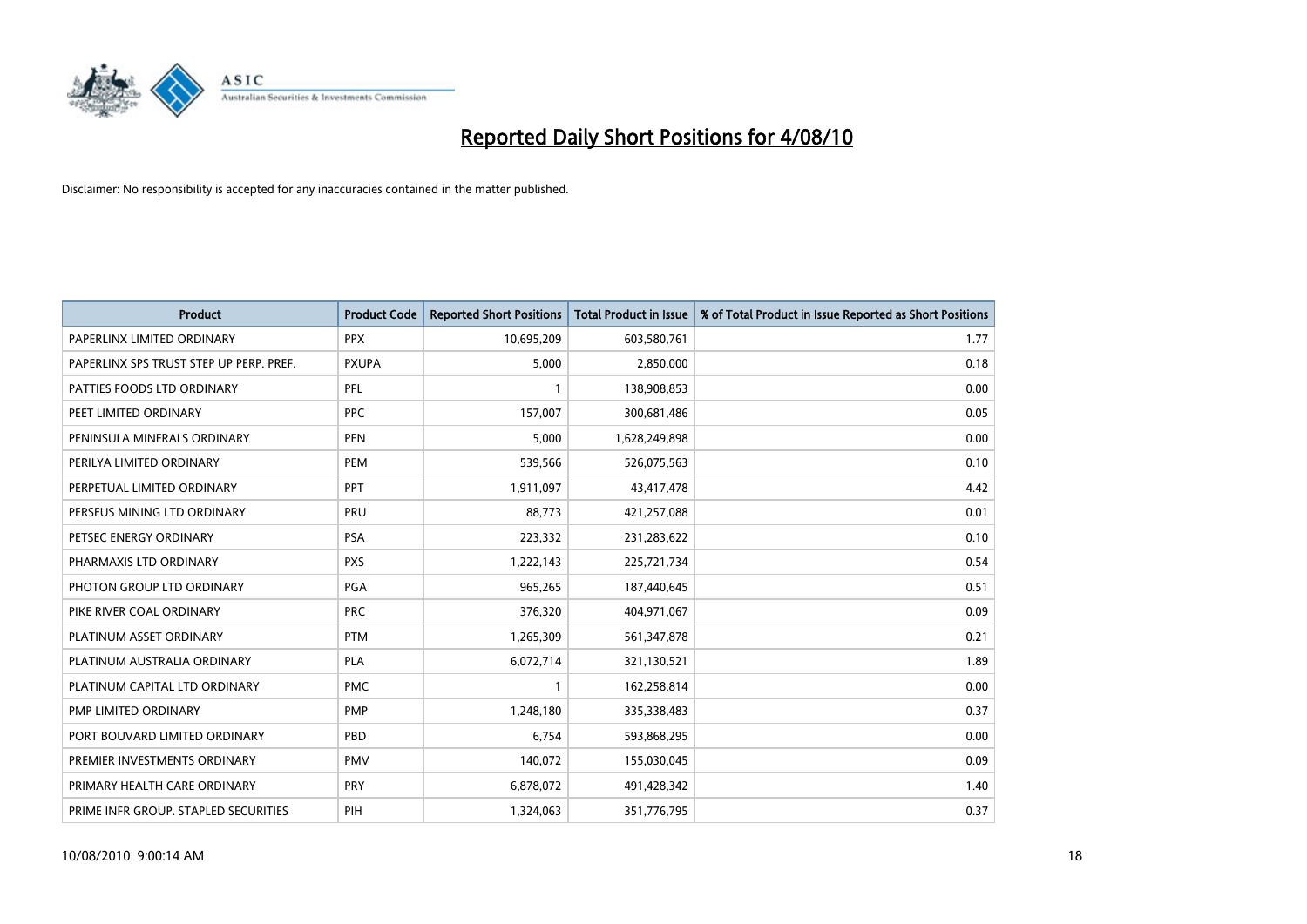# Reported Daily Short Positions for 4/08/10

Disclaimer: No responsibility is accepted for any inaccuracies contained in the matter published.

| Product | Product Code | Reported Short Positions | Total Product in Issue | % of Total Product in Issue Reported as Short Positions |
|---|---|---|---|---|
| PAPERLINX LIMITED ORDINARY | PPX | 10,695,209 | 603,580,761 | 1.77 |
| PAPERLINX SPS TRUST STEP UP PERP. PREF. | PXUPA | 5,000 | 2,850,000 | 0.18 |
| PATTIES FOODS LTD ORDINARY | PFL | 1 | 138,908,853 | 0.00 |
| PEET LIMITED ORDINARY | PPC | 157,007 | 300,681,486 | 0.05 |
| PENINSULA MINERALS ORDINARY | PEN | 5,000 | 1,628,249,898 | 0.00 |
| PERILYA LIMITED ORDINARY | PEM | 539,566 | 526,075,563 | 0.10 |
| PERPETUAL LIMITED ORDINARY | PPT | 1,911,097 | 43,417,478 | 4.42 |
| PERSEUS MINING LTD ORDINARY | PRU | 88,773 | 421,257,088 | 0.01 |
| PETSEC ENERGY ORDINARY | PSA | 223,332 | 231,283,622 | 0.10 |
| PHARMAXIS LTD ORDINARY | PXS | 1,222,143 | 225,721,734 | 0.54 |
| PHOTON GROUP LTD ORDINARY | PGA | 965,265 | 187,440,645 | 0.51 |
| PIKE RIVER COAL ORDINARY | PRC | 376,320 | 404,971,067 | 0.09 |
| PLATINUM ASSET ORDINARY | PTM | 1,265,309 | 561,347,878 | 0.21 |
| PLATINUM AUSTRALIA ORDINARY | PLA | 6,072,714 | 321,130,521 | 1.89 |
| PLATINUM CAPITAL LTD ORDINARY | PMC | 1 | 162,258,814 | 0.00 |
| PMP LIMITED ORDINARY | PMP | 1,248,180 | 335,338,483 | 0.37 |
| PORT BOUVARD LIMITED ORDINARY | PBD | 6,754 | 593,868,295 | 0.00 |
| PREMIER INVESTMENTS ORDINARY | PMV | 140,072 | 155,030,045 | 0.09 |
| PRIMARY HEALTH CARE ORDINARY | PRY | 6,878,072 | 491,428,342 | 1.40 |
| PRIME INFR GROUP. STAPLED SECURITIES | PIH | 1,324,063 | 351,776,795 | 0.37 |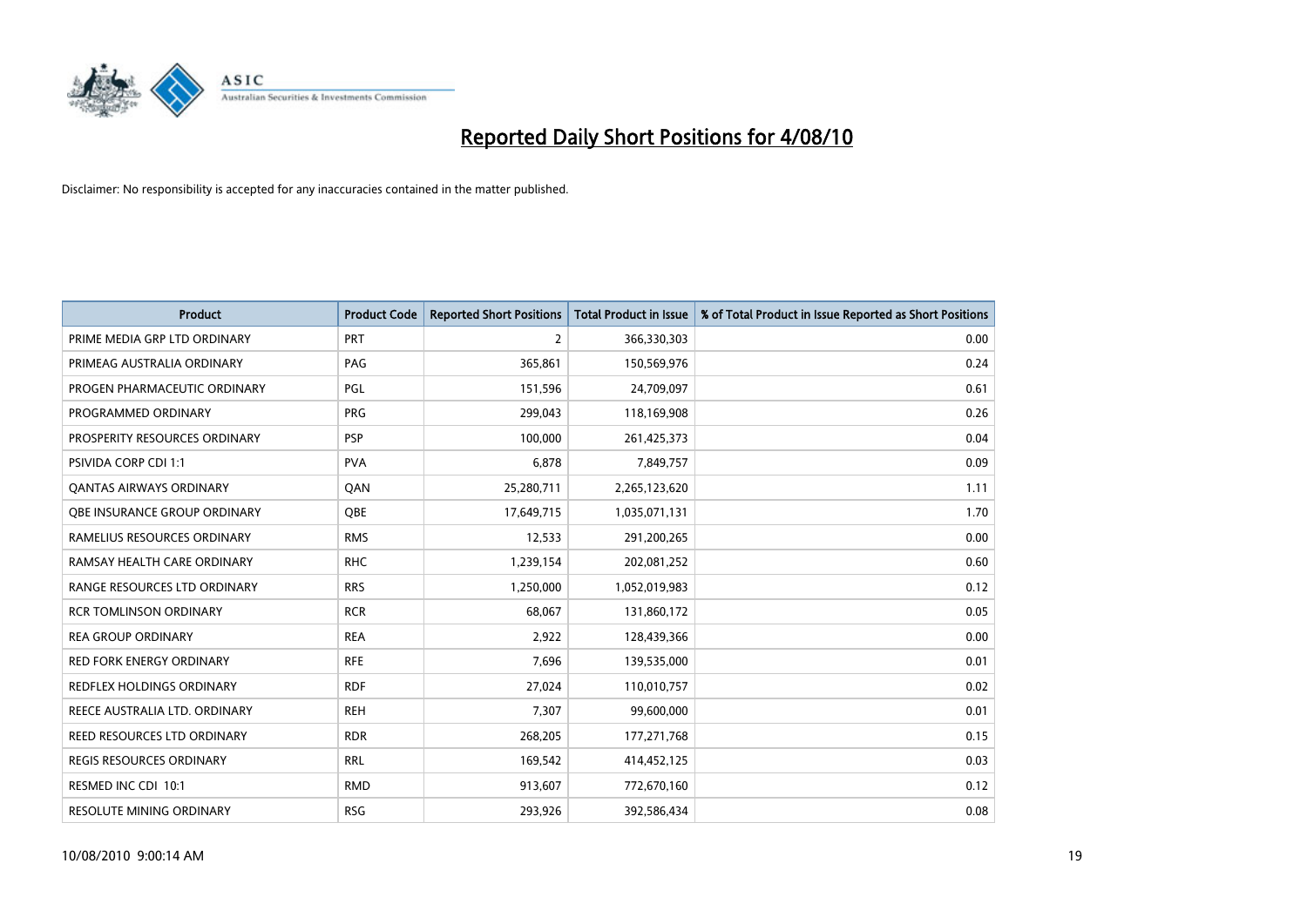# Reported Daily Short Positions for 4/08/10

Disclaimer: No responsibility is accepted for any inaccuracies contained in the matter published.

| Product | Product Code | Reported Short Positions | Total Product in Issue | % of Total Product in Issue Reported as Short Positions |
|---|---|---|---|---|
| PRIME MEDIA GRP LTD ORDINARY | PRT | 2 | 366,330,303 | 0.00 |
| PRIMEAG AUSTRALIA ORDINARY | PAG | 365,861 | 150,569,976 | 0.24 |
| PROGEN PHARMACEUTIC ORDINARY | PGL | 151,596 | 24,709,097 | 0.61 |
| PROGRAMMED ORDINARY | PRG | 299,043 | 118,169,908 | 0.26 |
| PROSPERITY RESOURCES ORDINARY | PSP | 100,000 | 261,425,373 | 0.04 |
| PSIVIDA CORP CDI 1:1 | PVA | 6,878 | 7,849,757 | 0.09 |
| QANTAS AIRWAYS ORDINARY | QAN | 25,280,711 | 2,265,123,620 | 1.11 |
| QBE INSURANCE GROUP ORDINARY | QBE | 17,649,715 | 1,035,071,131 | 1.70 |
| RAMELIUS RESOURCES ORDINARY | RMS | 12,533 | 291,200,265 | 0.00 |
| RAMSAY HEALTH CARE ORDINARY | RHC | 1,239,154 | 202,081,252 | 0.60 |
| RANGE RESOURCES LTD ORDINARY | RRS | 1,250,000 | 1,052,019,983 | 0.12 |
| RCR TOMLINSON ORDINARY | RCR | 68,067 | 131,860,172 | 0.05 |
| REA GROUP ORDINARY | REA | 2,922 | 128,439,366 | 0.00 |
| RED FORK ENERGY ORDINARY | RFE | 7,696 | 139,535,000 | 0.01 |
| REDFLEX HOLDINGS ORDINARY | RDF | 27,024 | 110,010,757 | 0.02 |
| REECE AUSTRALIA LTD. ORDINARY | REH | 7,307 | 99,600,000 | 0.01 |
| REED RESOURCES LTD ORDINARY | RDR | 268,205 | 177,271,768 | 0.15 |
| REGIS RESOURCES ORDINARY | RRL | 169,542 | 414,452,125 | 0.03 |
| RESMED INC CDI 10:1 | RMD | 913,607 | 772,670,160 | 0.12 |
| RESOLUTE MINING ORDINARY | RSG | 293,926 | 392,586,434 | 0.08 |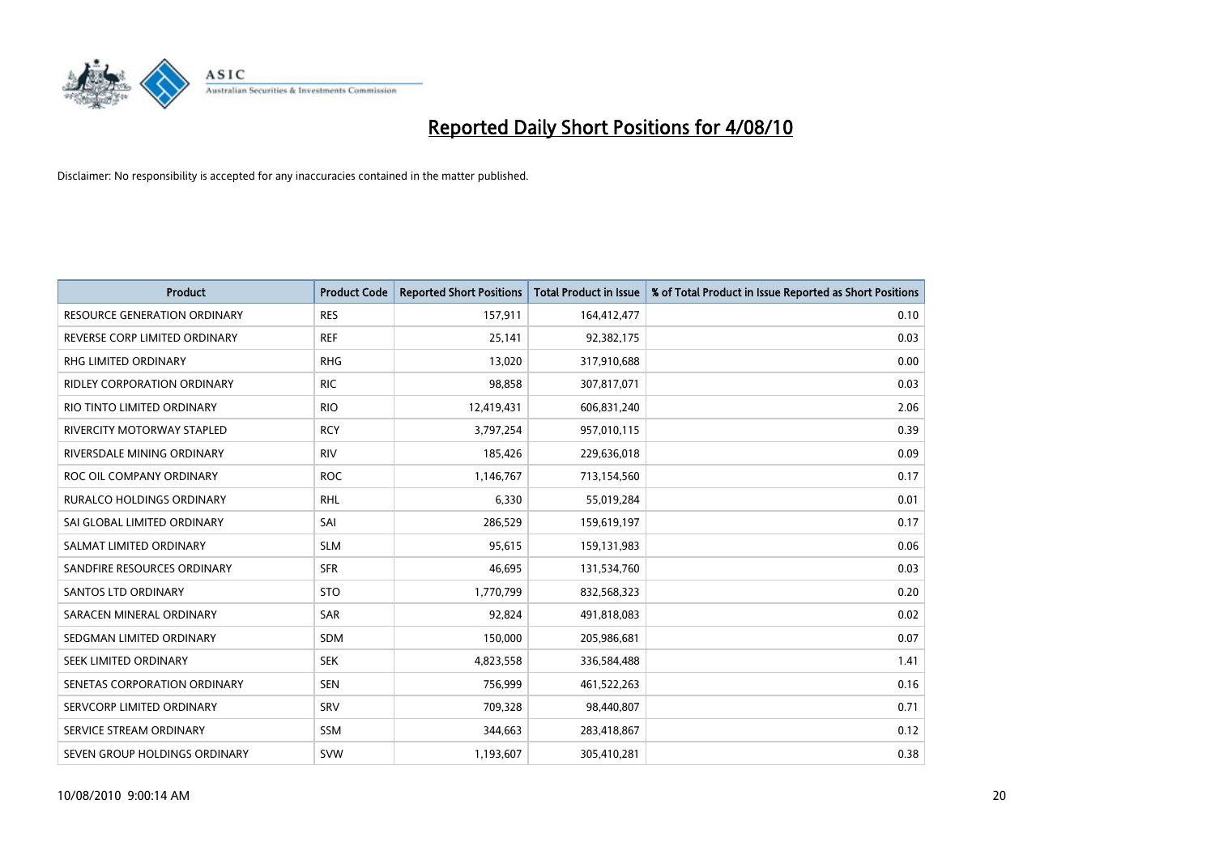# Reported Daily Short Positions for 4/08/10

Disclaimer: No responsibility is accepted for any inaccuracies contained in the matter published.

| Product | Product Code | Reported Short Positions | Total Product in Issue | % of Total Product in Issue Reported as Short Positions |
|---|---|---|---|---|
| RESOURCE GENERATION ORDINARY | RES | 157,911 | 164,412,477 | 0.10 |
| REVERSE CORP LIMITED ORDINARY | REF | 25,141 | 92,382,175 | 0.03 |
| RHG LIMITED ORDINARY | RHG | 13,020 | 317,910,688 | 0.00 |
| RIDLEY CORPORATION ORDINARY | RIC | 98,858 | 307,817,071 | 0.03 |
| RIO TINTO LIMITED ORDINARY | RIO | 12,419,431 | 606,831,240 | 2.06 |
| RIVERCITY MOTORWAY STAPLED | RCY | 3,797,254 | 957,010,115 | 0.39 |
| RIVERSDALE MINING ORDINARY | RIV | 185,426 | 229,636,018 | 0.09 |
| ROC OIL COMPANY ORDINARY | ROC | 1,146,767 | 713,154,560 | 0.17 |
| RURALCO HOLDINGS ORDINARY | RHL | 6,330 | 55,019,284 | 0.01 |
| SAI GLOBAL LIMITED ORDINARY | SAI | 286,529 | 159,619,197 | 0.17 |
| SALMAT LIMITED ORDINARY | SLM | 95,615 | 159,131,983 | 0.06 |
| SANDFIRE RESOURCES ORDINARY | SFR | 46,695 | 131,534,760 | 0.03 |
| SANTOS LTD ORDINARY | STO | 1,770,799 | 832,568,323 | 0.20 |
| SARACEN MINERAL ORDINARY | SAR | 92,824 | 491,818,083 | 0.02 |
| SEDGMAN LIMITED ORDINARY | SDM | 150,000 | 205,986,681 | 0.07 |
| SEEK LIMITED ORDINARY | SEK | 4,823,558 | 336,584,488 | 1.41 |
| SENETAS CORPORATION ORDINARY | SEN | 756,999 | 461,522,263 | 0.16 |
| SERVCORP LIMITED ORDINARY | SRV | 709,328 | 98,440,807 | 0.71 |
| SERVICE STREAM ORDINARY | SSM | 344,663 | 283,418,867 | 0.12 |
| SEVEN GROUP HOLDINGS ORDINARY | SVW | 1,193,607 | 305,410,281 | 0.38 |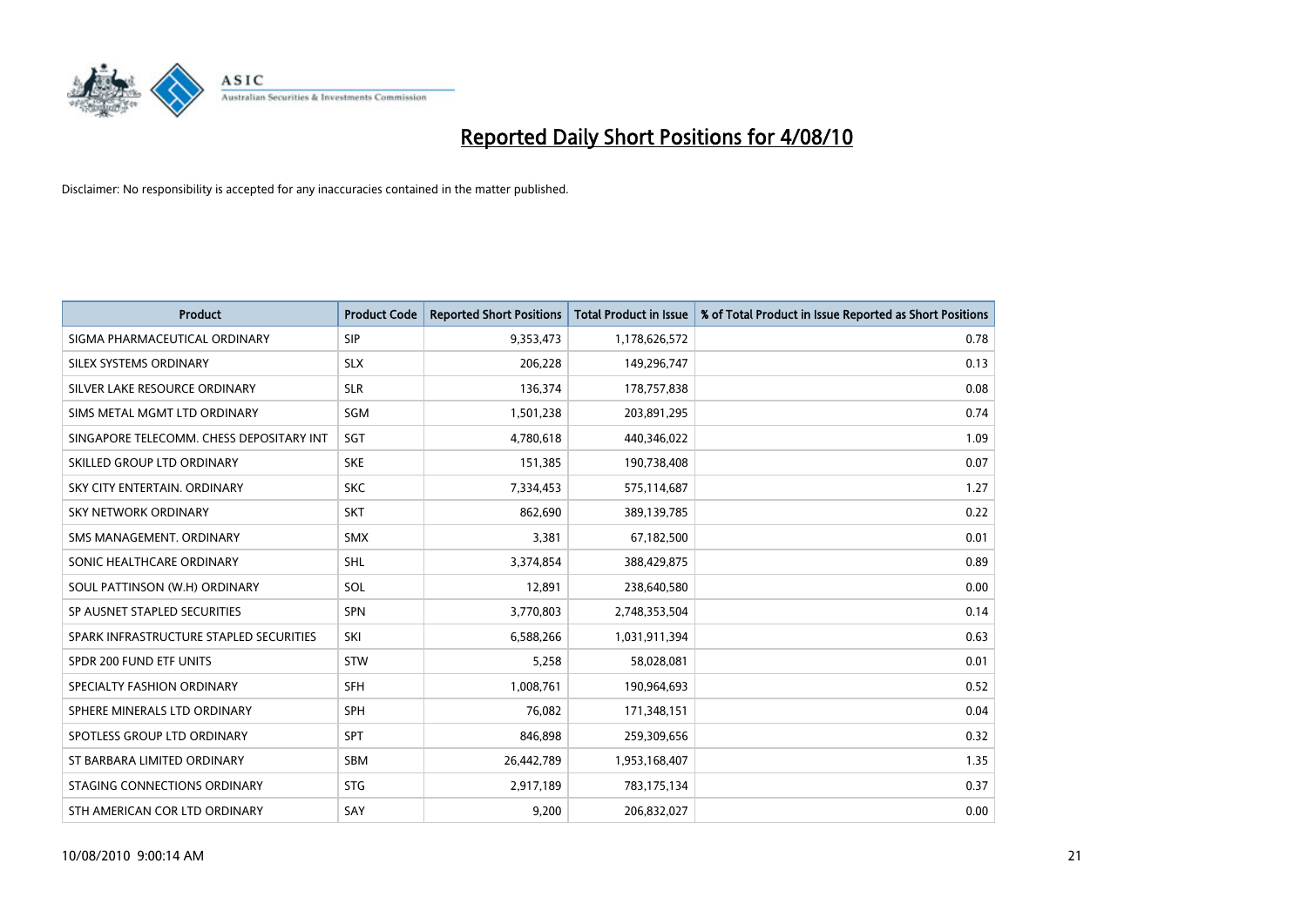# Reported Daily Short Positions for 4/08/10

Disclaimer: No responsibility is accepted for any inaccuracies contained in the matter published.

| Product | Product Code | Reported Short Positions | Total Product in Issue | % of Total Product in Issue Reported as Short Positions |
|---|---|---|---|---|
| SIGMA PHARMACEUTICAL ORDINARY | SIP | 9,353,473 | 1,178,626,572 | 0.78 |
| SILEX SYSTEMS ORDINARY | SLX | 206,228 | 149,296,747 | 0.13 |
| SILVER LAKE RESOURCE ORDINARY | SLR | 136,374 | 178,757,838 | 0.08 |
| SIMS METAL MGMT LTD ORDINARY | SGM | 1,501,238 | 203,891,295 | 0.74 |
| SINGAPORE TELECOMM. CHESS DEPOSITARY INT | SGT | 4,780,618 | 440,346,022 | 1.09 |
| SKILLED GROUP LTD ORDINARY | SKE | 151,385 | 190,738,408 | 0.07 |
| SKY CITY ENTERTAIN. ORDINARY | SKC | 7,334,453 | 575,114,687 | 1.27 |
| SKY NETWORK ORDINARY | SKT | 862,690 | 389,139,785 | 0.22 |
| SMS MANAGEMENT. ORDINARY | SMX | 3,381 | 67,182,500 | 0.01 |
| SONIC HEALTHCARE ORDINARY | SHL | 3,374,854 | 388,429,875 | 0.89 |
| SOUL PATTINSON (W.H) ORDINARY | SOL | 12,891 | 238,640,580 | 0.00 |
| SP AUSNET STAPLED SECURITIES | SPN | 3,770,803 | 2,748,353,504 | 0.14 |
| SPARK INFRASTRUCTURE STAPLED SECURITIES | SKI | 6,588,266 | 1,031,911,394 | 0.63 |
| SPDR 200 FUND ETF UNITS | STW | 5,258 | 58,028,081 | 0.01 |
| SPECIALTY FASHION ORDINARY | SFH | 1,008,761 | 190,964,693 | 0.52 |
| SPHERE MINERALS LTD ORDINARY | SPH | 76,082 | 171,348,151 | 0.04 |
| SPOTLESS GROUP LTD ORDINARY | SPT | 846,898 | 259,309,656 | 0.32 |
| ST BARBARA LIMITED ORDINARY | SBM | 26,442,789 | 1,953,168,407 | 1.35 |
| STAGING CONNECTIONS ORDINARY | STG | 2,917,189 | 783,175,134 | 0.37 |
| STH AMERICAN COR LTD ORDINARY | SAY | 9,200 | 206,832,027 | 0.00 |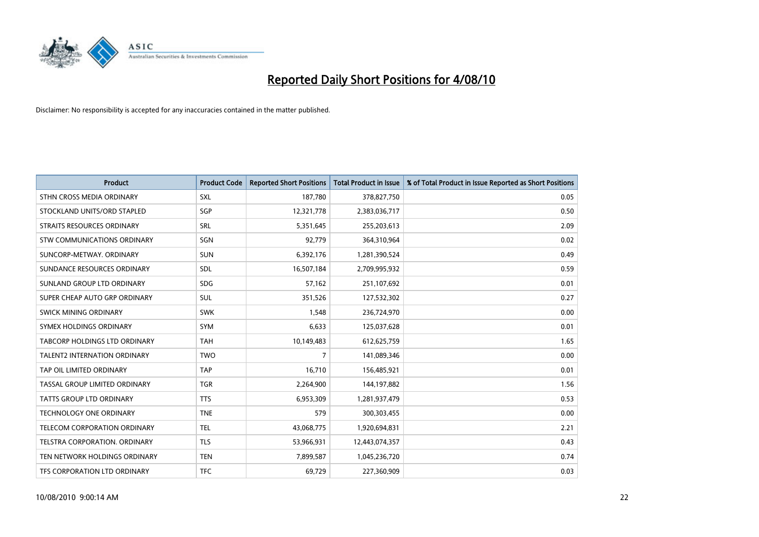# Reported Daily Short Positions for 4/08/10

Disclaimer: No responsibility is accepted for any inaccuracies contained in the matter published.

| Product | Product Code | Reported Short Positions | Total Product in Issue | % of Total Product in Issue Reported as Short Positions |
|---|---|---|---|---|
| STHN CROSS MEDIA ORDINARY | SXL | 187,780 | 378,827,750 | 0.05 |
| STOCKLAND UNITS/ORD STAPLED | SGP | 12,321,778 | 2,383,036,717 | 0.50 |
| STRAITS RESOURCES ORDINARY | SRL | 5,351,645 | 255,203,613 | 2.09 |
| STW COMMUNICATIONS ORDINARY | SGN | 92,779 | 364,310,964 | 0.02 |
| SUNCORP-METWAY. ORDINARY | SUN | 6,392,176 | 1,281,390,524 | 0.49 |
| SUNDANCE RESOURCES ORDINARY | SDL | 16,507,184 | 2,709,995,932 | 0.59 |
| SUNLAND GROUP LTD ORDINARY | SDG | 57,162 | 251,107,692 | 0.01 |
| SUPER CHEAP AUTO GRP ORDINARY | SUL | 351,526 | 127,532,302 | 0.27 |
| SWICK MINING ORDINARY | SWK | 1,548 | 236,724,970 | 0.00 |
| SYMEX HOLDINGS ORDINARY | SYM | 6,633 | 125,037,628 | 0.01 |
| TABCORP HOLDINGS LTD ORDINARY | TAH | 10,149,483 | 612,625,759 | 1.65 |
| TALENT2 INTERNATION ORDINARY | TWO | 7 | 141,089,346 | 0.00 |
| TAP OIL LIMITED ORDINARY | TAP | 16,710 | 156,485,921 | 0.01 |
| TASSAL GROUP LIMITED ORDINARY | TGR | 2,264,900 | 144,197,882 | 1.56 |
| TATTS GROUP LTD ORDINARY | TTS | 6,953,309 | 1,281,937,479 | 0.53 |
| TECHNOLOGY ONE ORDINARY | TNE | 579 | 300,303,455 | 0.00 |
| TELECOM CORPORATION ORDINARY | TEL | 43,068,775 | 1,920,694,831 | 2.21 |
| TELSTRA CORPORATION. ORDINARY | TLS | 53,966,931 | 12,443,074,357 | 0.43 |
| TEN NETWORK HOLDINGS ORDINARY | TEN | 7,899,587 | 1,045,236,720 | 0.74 |
| TFS CORPORATION LTD ORDINARY | TFC | 69,729 | 227,360,909 | 0.03 |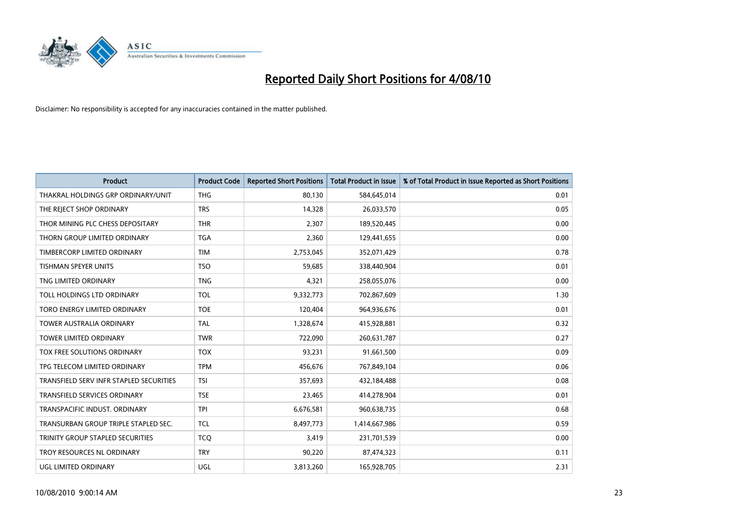# Reported Daily Short Positions for 4/08/10

Disclaimer: No responsibility is accepted for any inaccuracies contained in the matter published.

| Product | Product Code | Reported Short Positions | Total Product in Issue | % of Total Product in Issue Reported as Short Positions |
|---|---|---|---|---|
| THAKRAL HOLDINGS GRP ORDINARY/UNIT | THG | 80,130 | 584,645,014 | 0.01 |
| THE REJECT SHOP ORDINARY | TRS | 14,328 | 26,033,570 | 0.05 |
| THOR MINING PLC CHESS DEPOSITARY | THR | 2,307 | 189,520,445 | 0.00 |
| THORN GROUP LIMITED ORDINARY | TGA | 2,360 | 129,441,655 | 0.00 |
| TIMBERCORP LIMITED ORDINARY | TIM | 2,753,045 | 352,071,429 | 0.78 |
| TISHMAN SPEYER UNITS | TSO | 59,685 | 338,440,904 | 0.01 |
| TNG LIMITED ORDINARY | TNG | 4,321 | 258,055,076 | 0.00 |
| TOLL HOLDINGS LTD ORDINARY | TOL | 9,332,773 | 702,867,609 | 1.30 |
| TORO ENERGY LIMITED ORDINARY | TOE | 120,404 | 964,936,676 | 0.01 |
| TOWER AUSTRALIA ORDINARY | TAL | 1,328,674 | 415,928,881 | 0.32 |
| TOWER LIMITED ORDINARY | TWR | 722,090 | 260,631,787 | 0.27 |
| TOX FREE SOLUTIONS ORDINARY | TOX | 93,231 | 91,661,500 | 0.09 |
| TPG TELECOM LIMITED ORDINARY | TPM | 456,676 | 767,849,104 | 0.06 |
| TRANSFIELD SERV INFR STAPLED SECURITIES | TSI | 357,693 | 432,184,488 | 0.08 |
| TRANSFIELD SERVICES ORDINARY | TSE | 23,465 | 414,278,904 | 0.01 |
| TRANSPACIFIC INDUST. ORDINARY | TPI | 6,676,581 | 960,638,735 | 0.68 |
| TRANSURBAN GROUP TRIPLE STAPLED SEC. | TCL | 8,497,773 | 1,414,667,986 | 0.59 |
| TRINITY GROUP STAPLED SECURITIES | TCQ | 3,419 | 231,701,539 | 0.00 |
| TROY RESOURCES NL ORDINARY | TRY | 90,220 | 87,474,323 | 0.11 |
| UGL LIMITED ORDINARY | UGL | 3,813,260 | 165,928,705 | 2.31 |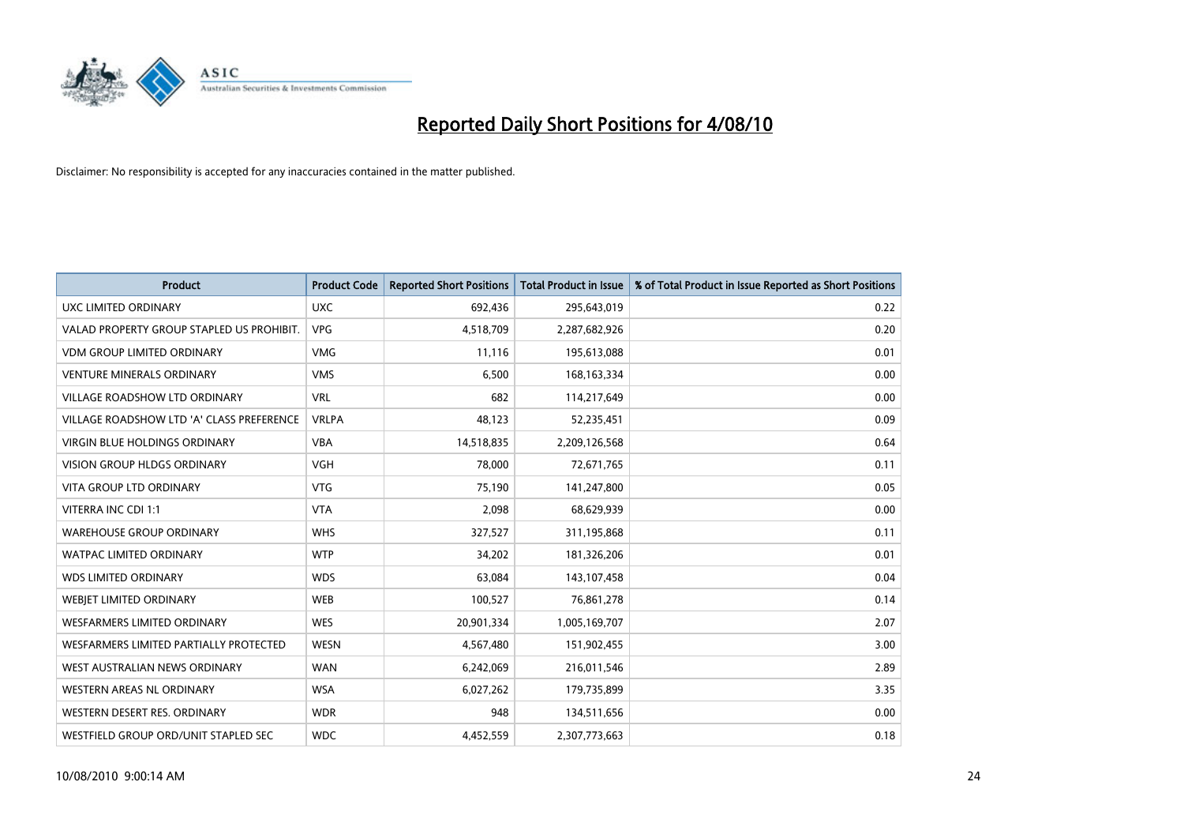# Reported Daily Short Positions for 4/08/10

Disclaimer: No responsibility is accepted for any inaccuracies contained in the matter published.

| Product | Product Code | Reported Short Positions | Total Product in Issue | % of Total Product in Issue Reported as Short Positions |
|---|---|---|---|---|
| UXC LIMITED ORDINARY | UXC | 692,436 | 295,643,019 | 0.22 |
| VALAD PROPERTY GROUP STAPLED US PROHIBIT. | VPG | 4,518,709 | 2,287,682,926 | 0.20 |
| VDM GROUP LIMITED ORDINARY | VMG | 11,116 | 195,613,088 | 0.01 |
| VENTURE MINERALS ORDINARY | VMS | 6,500 | 168,163,334 | 0.00 |
| VILLAGE ROADSHOW LTD ORDINARY | VRL | 682 | 114,217,649 | 0.00 |
| VILLAGE ROADSHOW LTD 'A' CLASS PREFERENCE | VRLPA | 48,123 | 52,235,451 | 0.09 |
| VIRGIN BLUE HOLDINGS ORDINARY | VBA | 14,518,835 | 2,209,126,568 | 0.64 |
| VISION GROUP HLDGS ORDINARY | VGH | 78,000 | 72,671,765 | 0.11 |
| VITA GROUP LTD ORDINARY | VTG | 75,190 | 141,247,800 | 0.05 |
| VITERRA INC CDI 1:1 | VTA | 2,098 | 68,629,939 | 0.00 |
| WAREHOUSE GROUP ORDINARY | WHS | 327,527 | 311,195,868 | 0.11 |
| WATPAC LIMITED ORDINARY | WTP | 34,202 | 181,326,206 | 0.01 |
| WDS LIMITED ORDINARY | WDS | 63,084 | 143,107,458 | 0.04 |
| WEBJET LIMITED ORDINARY | WEB | 100,527 | 76,861,278 | 0.14 |
| WESFARMERS LIMITED ORDINARY | WES | 20,901,334 | 1,005,169,707 | 2.07 |
| WESFARMERS LIMITED PARTIALLY PROTECTED | WESN | 4,567,480 | 151,902,455 | 3.00 |
| WEST AUSTRALIAN NEWS ORDINARY | WAN | 6,242,069 | 216,011,546 | 2.89 |
| WESTERN AREAS NL ORDINARY | WSA | 6,027,262 | 179,735,899 | 3.35 |
| WESTERN DESERT RES. ORDINARY | WDR | 948 | 134,511,656 | 0.00 |
| WESTFIELD GROUP ORD/UNIT STAPLED SEC | WDC | 4,452,559 | 2,307,773,663 | 0.18 |

10/08/2010 9:00:14 AM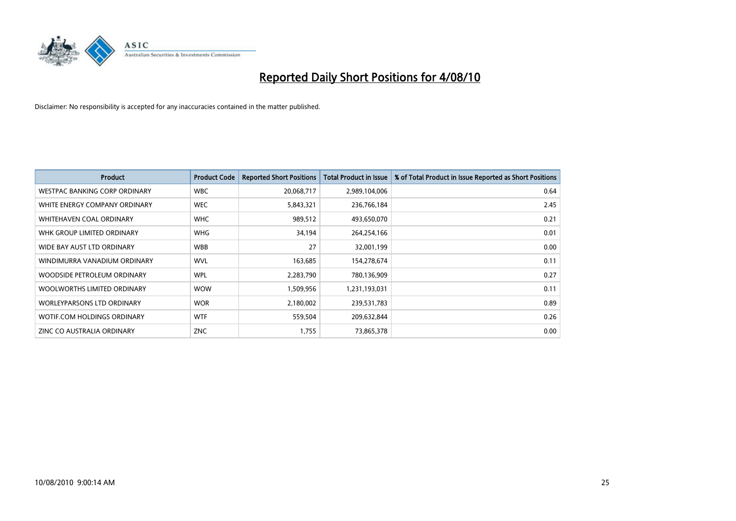# Reported Daily Short Positions for 4/08/10

Disclaimer: No responsibility is accepted for any inaccuracies contained in the matter published.

| Product | Product Code | Reported Short Positions | Total Product in Issue | % of Total Product in Issue Reported as Short Positions |
|---|---|---|---|---|
| WESTPAC BANKING CORP ORDINARY | WBC | 20,068,717 | 2,989,104,006 | 0.64 |
| WHITE ENERGY COMPANY ORDINARY | WEC | 5,843,321 | 236,766,184 | 2.45 |
| WHITEHAVEN COAL ORDINARY | WHC | 989,512 | 493,650,070 | 0.21 |
| WHK GROUP LIMITED ORDINARY | WHG | 34,194 | 264,254,166 | 0.01 |
| WIDE BAY AUST LTD ORDINARY | WBB | 27 | 32,001,199 | 0.00 |
| WINDIMURRA VANADIUM ORDINARY | WVL | 163,685 | 154,278,674 | 0.11 |
| WOODSIDE PETROLEUM ORDINARY | WPL | 2,283,790 | 780,136,909 | 0.27 |
| WOOLWORTHS LIMITED ORDINARY | WOW | 1,509,956 | 1,231,193,031 | 0.11 |
| WORLEYPARSONS LTD ORDINARY | WOR | 2,180,002 | 239,531,783 | 0.89 |
| WOTIF.COM HOLDINGS ORDINARY | WTF | 559,504 | 209,632,844 | 0.26 |
| ZINC CO AUSTRALIA ORDINARY | ZNC | 1,755 | 73,865,378 | 0.00 |